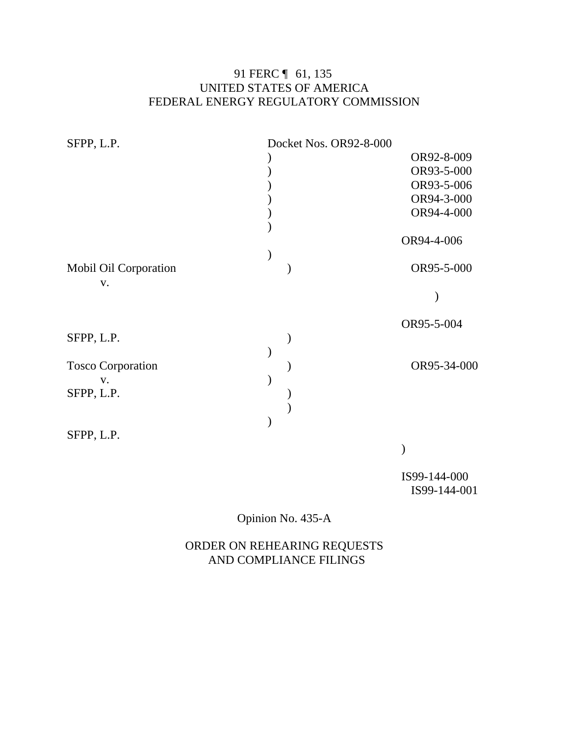91 FERC ¶ 61, 135
UNITED STATES OF AMERICA
FEDERAL ENERGY REGULATORY COMMISSION

| | | |
|---|---|---|
| SFPP, L.P. | ) | Docket Nos. OR92-8-000 |
| | ) | OR92-8-009 |
| | ) | OR93-5-000 |
| | ) | OR93-5-006 |
| | ) | OR94-3-000 |
| | ) | OR94-4-000 |
| | ) | OR94-4-006 |
| Mobil Oil Corporation | ) | OR95-5-000 |
| v. | ) | OR95-5-004 |
| SFPP, L.P. | ) | |
| | ) | |
| Tosco Corporation | ) | OR95-34-000 |
| v. | ) | |
| SFPP, L.P. | ) | |
| | ) | |
| | ) | |
| SFPP, L.P. | ) | IS99-144-000 |
| | | IS99-144-001 |

Opinion No. 435-A

ORDER ON REHEARING REQUESTS
AND COMPLIANCE FILINGS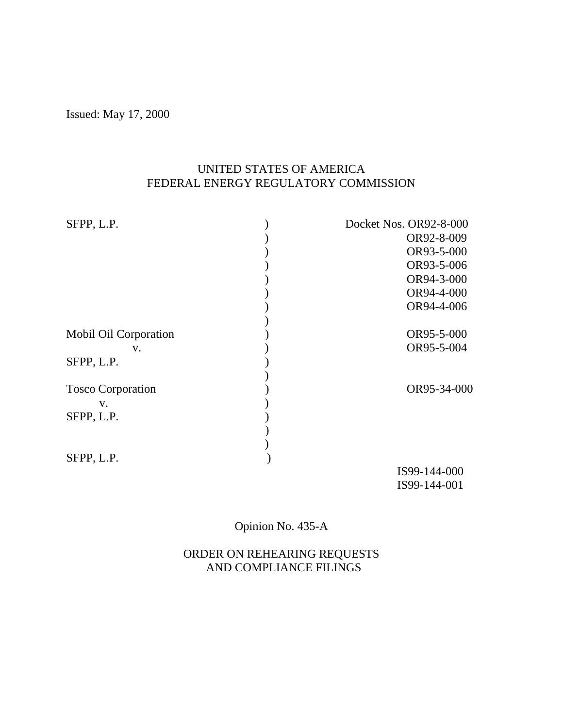Issued: May 17, 2000

UNITED STATES OF AMERICA
FEDERAL ENERGY REGULATORY COMMISSION

| | | |
|---|---|---|
| SFPP, L.P. | ) | Docket Nos. OR92-8-000 |
| | ) | OR92-8-009 |
| | ) | OR93-5-000 |
| | ) | OR93-5-006 |
| | ) | OR94-3-000 |
| | ) | OR94-4-000 |
| | ) | OR94-4-006 |
| | ) | |
| Mobil Oil Corporation | ) | OR95-5-000 |
| v. | ) | OR95-5-004 |
| SFPP, L.P. | ) | |
| | ) | |
| Tosco Corporation | ) | OR95-34-000 |
| v. | ) | |
| SFPP, L.P. | ) | |
| | ) | |
| | ) | |
| SFPP, L.P. | ) | |
| | | IS99-144-000 |
| | | IS99-144-001 |

Opinion No. 435-A

ORDER ON REHEARING REQUESTS
AND COMPLIANCE FILINGS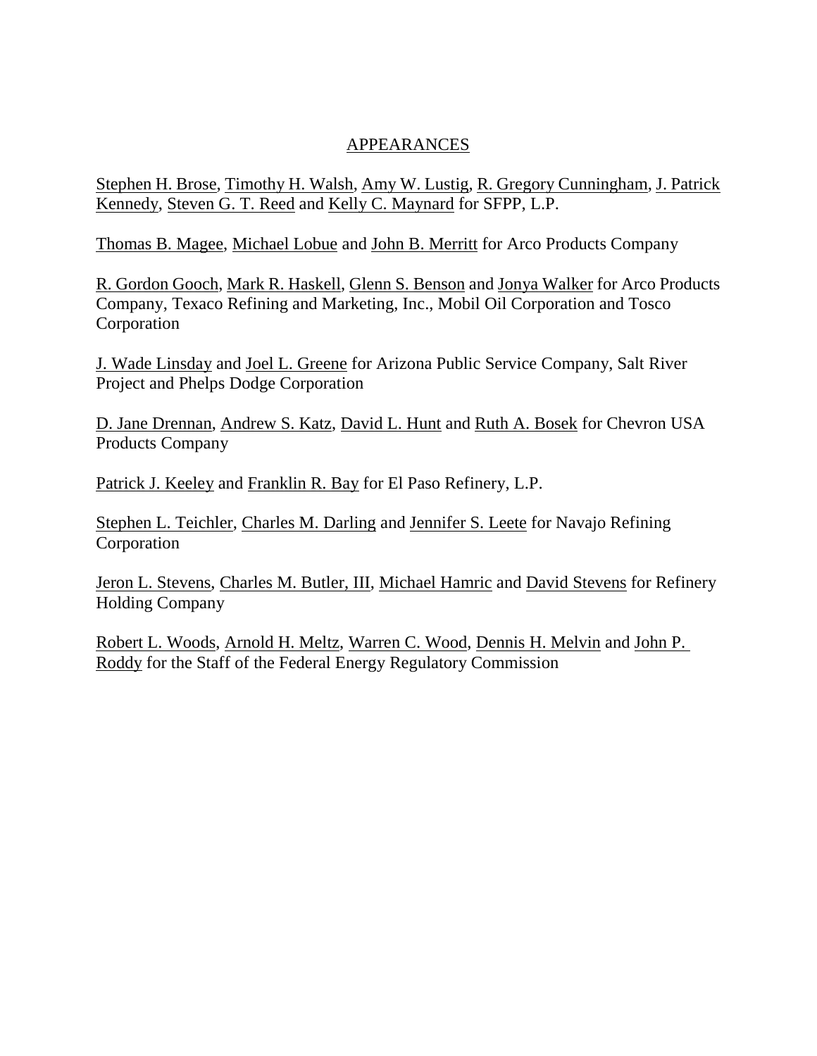APPEARANCES

Stephen H. Brose, Timothy H. Walsh, Amy W. Lustig, R. Gregory Cunningham, J. Patrick Kennedy, Steven G. T. Reed and Kelly C. Maynard for SFPP, L.P.

Thomas B. Magee, Michael Lobue and John B. Merritt for Arco Products Company

R. Gordon Gooch, Mark R. Haskell, Glenn S. Benson and Jonya Walker for Arco Products Company, Texaco Refining and Marketing, Inc., Mobil Oil Corporation and Tosco Corporation

J. Wade Linsday and Joel L. Greene for Arizona Public Service Company, Salt River Project and Phelps Dodge Corporation

D. Jane Drennan, Andrew S. Katz, David L. Hunt and Ruth A. Bosek for Chevron USA Products Company

Patrick J. Keeley and Franklin R. Bay for El Paso Refinery, L.P.

Stephen L. Teichler, Charles M. Darling and Jennifer S. Leete for Navajo Refining Corporation

Jeron L. Stevens, Charles M. Butler, III, Michael Hamric and David Stevens for Refinery Holding Company

Robert L. Woods, Arnold H. Meltz, Warren C. Wood, Dennis H. Melvin and John P. Roddy for the Staff of the Federal Energy Regulatory Commission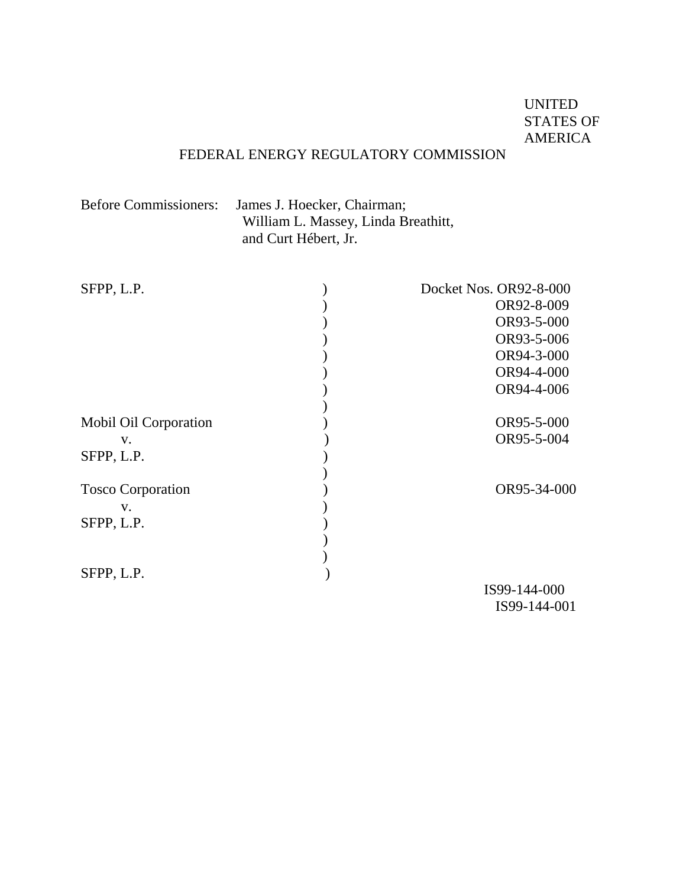UNITED STATES OF AMERICA

FEDERAL ENERGY REGULATORY COMMISSION

Before Commissioners: James J. Hoecker, Chairman;
William L. Massey, Linda Breathitt,
and Curt Hébert, Jr.

| | | |
|---|---|---|
| SFPP, L.P. | ) | Docket Nos. OR92-8-000 |
| | ) | OR92-8-009 |
| | ) | OR93-5-000 |
| | ) | OR93-5-006 |
| | ) | OR94-3-000 |
| | ) | OR94-4-000 |
| | ) | OR94-4-006 |
| | ) | |
| Mobil Oil Corporation | ) | OR95-5-000 |
| v. | ) | OR95-5-004 |
| SFPP, L.P. | ) | |
| | ) | |
| Tosco Corporation | ) | OR95-34-000 |
| v. | ) | |
| SFPP, L.P. | ) | |
| | ) | |
| | ) | |
| SFPP, L.P. | ) | IS99-144-000 |
| | | IS99-144-001 |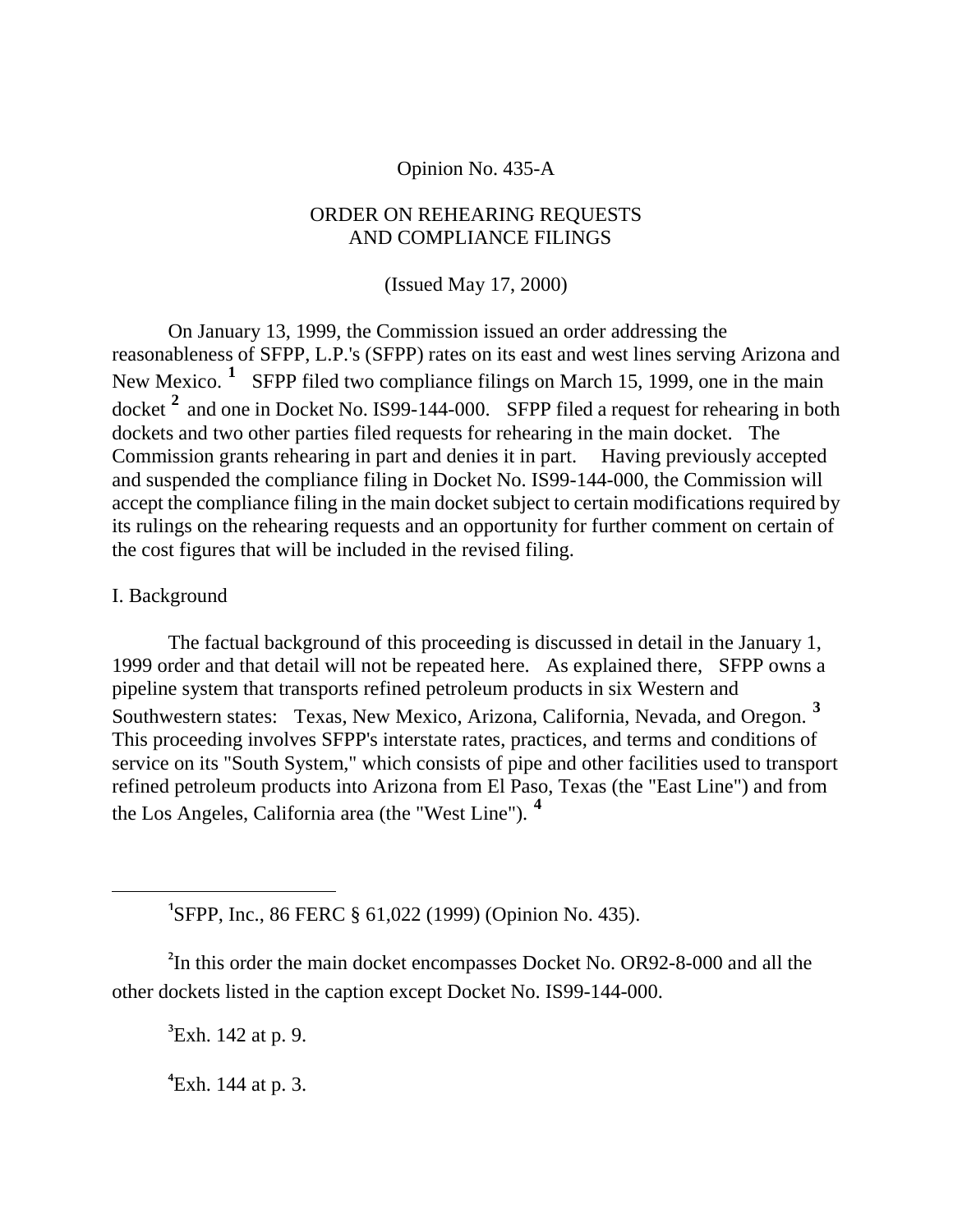Opinion No. 435-A

ORDER ON REHEARING REQUESTS
AND COMPLIANCE FILINGS

(Issued May 17, 2000)

On January 13, 1999, the Commission issued an order addressing the reasonableness of SFPP, L.P.'s (SFPP) rates on its east and west lines serving Arizona and New Mexico. [1] SFPP filed two compliance filings on March 15, 1999, one in the main docket [2] and one in Docket No. IS99-144-000. SFPP filed a request for rehearing in both dockets and two other parties filed requests for rehearing in the main docket. The Commission grants rehearing in part and denies it in part. Having previously accepted and suspended the compliance filing in Docket No. IS99-144-000, the Commission will accept the compliance filing in the main docket subject to certain modifications required by its rulings on the rehearing requests and an opportunity for further comment on certain of the cost figures that will be included in the revised filing.

I. Background

The factual background of this proceeding is discussed in detail in the January 1, 1999 order and that detail will not be repeated here. As explained there, SFPP owns a pipeline system that transports refined petroleum products in six Western and Southwestern states: Texas, New Mexico, Arizona, California, Nevada, and Oregon. [3] This proceeding involves SFPP's interstate rates, practices, and terms and conditions of service on its "South System," which consists of pipe and other facilities used to transport refined petroleum products into Arizona from El Paso, Texas (the "East Line") and from the Los Angeles, California area (the "West Line"). [4]

---

[1] SFPP, Inc., 86 FERC § 61,022 (1999) (Opinion No. 435).

[2] In this order the main docket encompasses Docket No. OR92-8-000 and all the other dockets listed in the caption except Docket No. IS99-144-000.

[3] Exh. 142 at p. 9.

[4] Exh. 144 at p. 3.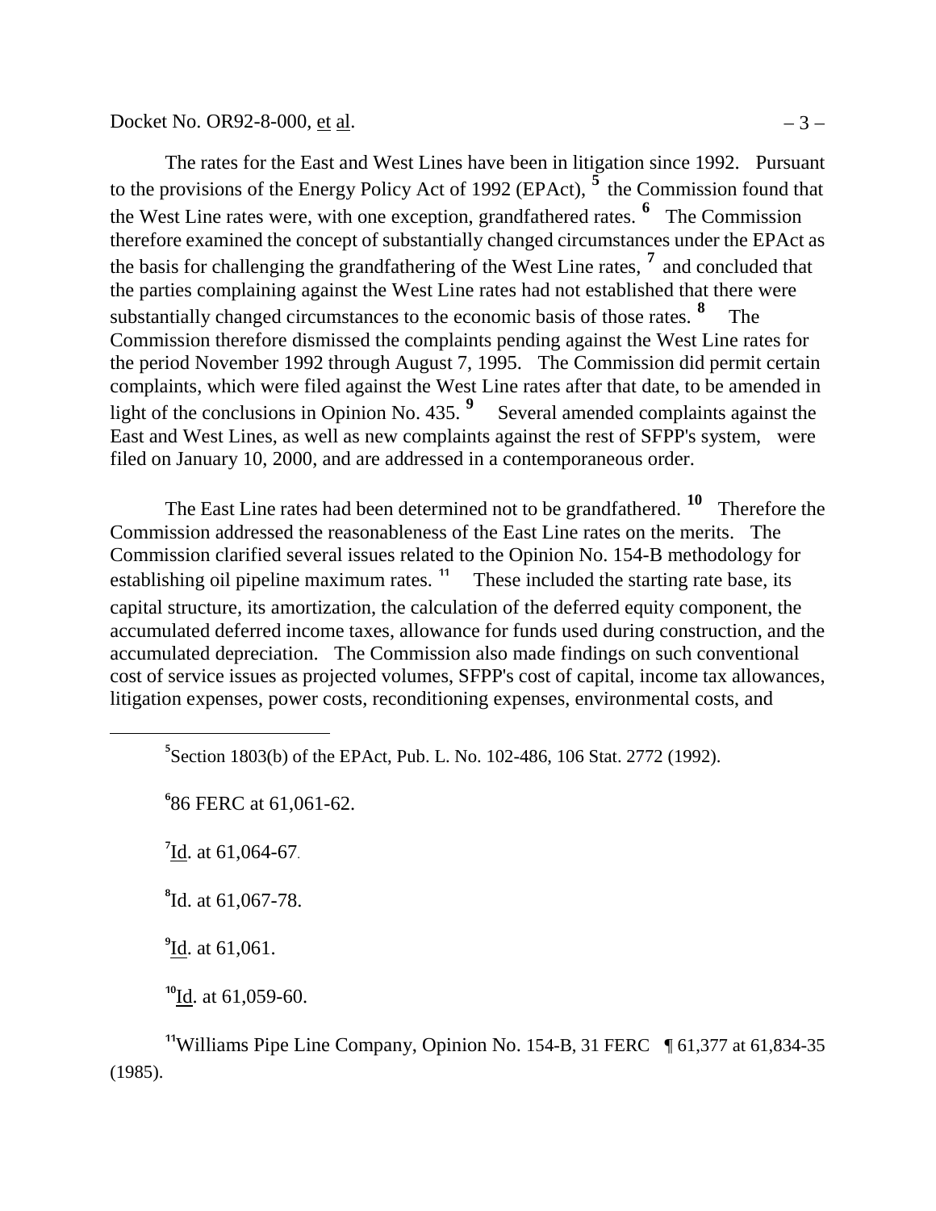The rates for the East and West Lines have been in litigation since 1992. Pursuant to the provisions of the Energy Policy Act of 1992 (EPAct), [5] the Commission found that the West Line rates were, with one exception, grandfathered rates. [6] The Commission therefore examined the concept of substantially changed circumstances under the EPAct as the basis for challenging the grandfathering of the West Line rates, [7] and concluded that the parties complaining against the West Line rates had not established that there were substantially changed circumstances to the economic basis of those rates. [8] The Commission therefore dismissed the complaints pending against the West Line rates for the period November 1992 through August 7, 1995. The Commission did permit certain complaints, which were filed against the West Line rates after that date, to be amended in light of the conclusions in Opinion No. 435. [9] Several amended complaints against the East and West Lines, as well as new complaints against the rest of SFPP's system, were filed on January 10, 2000, and are addressed in a contemporaneous order.

The East Line rates had been determined not to be grandfathered. [10] Therefore the Commission addressed the reasonableness of the East Line rates on the merits. The Commission clarified several issues related to the Opinion No. 154-B methodology for establishing oil pipeline maximum rates. [11] These included the starting rate base, its capital structure, its amortization, the calculation of the deferred equity component, the accumulated deferred income taxes, allowance for funds used during construction, and the accumulated depreciation. The Commission also made findings on such conventional cost of service issues as projected volumes, SFPP's cost of capital, income tax allowances, litigation expenses, power costs, reconditioning expenses, environmental costs, and

---

[5] Section 1803(b) of the EPAct, Pub. L. No. 102-486, 106 Stat. 2772 (1992).

[6] 86 FERC at 61,061-62.

[7] Id. at 61,064-67.

[8] Id. at 61,067-78.

[9] Id. at 61,061.

[10] Id. at 61,059-60.

[11] Williams Pipe Line Company, Opinion No. 154-B, 31 FERC ¶ 61,377 at 61,834-35 (1985).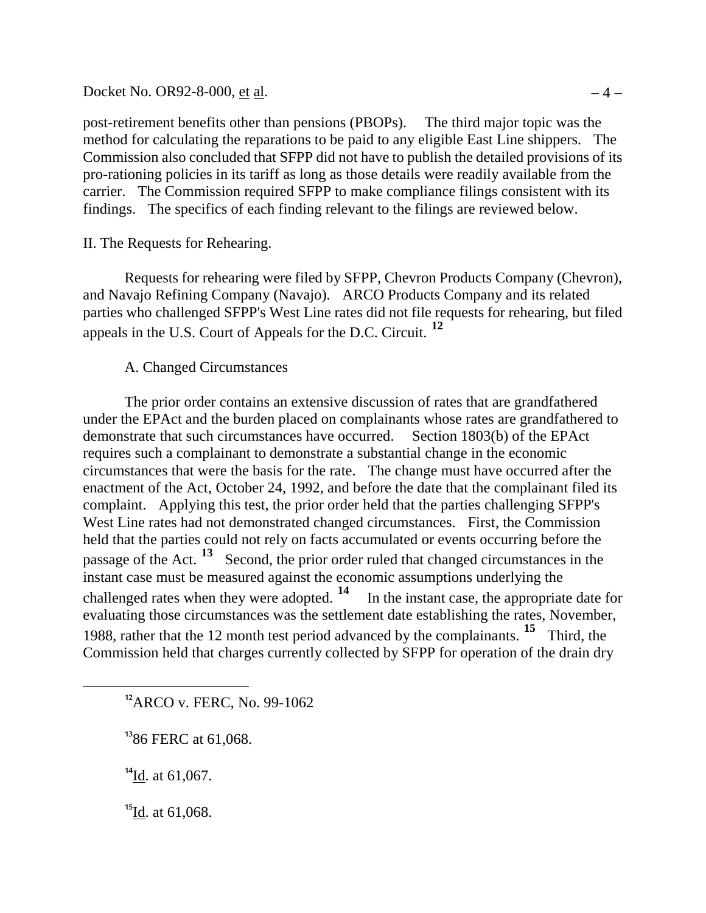post-retirement benefits other than pensions (PBOPs). The third major topic was the method for calculating the reparations to be paid to any eligible East Line shippers. The Commission also concluded that SFPP did not have to publish the detailed provisions of its pro-rationing policies in its tariff as long as those details were readily available from the carrier. The Commission required SFPP to make compliance filings consistent with its findings. The specifics of each finding relevant to the filings are reviewed below.

## II. The Requests for Rehearing.

Requests for rehearing were filed by SFPP, Chevron Products Company (Chevron), and Navajo Refining Company (Navajo). ARCO Products Company and its related parties who challenged SFPP's West Line rates did not file requests for rehearing, but filed appeals in the U.S. Court of Appeals for the D.C. Circuit. [12]

### A. Changed Circumstances

The prior order contains an extensive discussion of rates that are grandfathered under the EPAct and the burden placed on complainants whose rates are grandfathered to demonstrate that such circumstances have occurred. Section 1803(b) of the EPAct requires such a complainant to demonstrate a substantial change in the economic circumstances that were the basis for the rate. The change must have occurred after the enactment of the Act, October 24, 1992, and before the date that the complainant filed its complaint. Applying this test, the prior order held that the parties challenging SFPP's West Line rates had not demonstrated changed circumstances. First, the Commission held that the parties could not rely on facts accumulated or events occurring before the passage of the Act. [13] Second, the prior order ruled that changed circumstances in the instant case must be measured against the economic assumptions underlying the challenged rates when they were adopted. [14] In the instant case, the appropriate date for evaluating those circumstances was the settlement date establishing the rates, November, 1988, rather that the 12 month test period advanced by the complainants. [15] Third, the Commission held that charges currently collected by SFPP for operation of the drain dry

---

[12] ARCO v. FERC, No. 99-1062

[13] 86 FERC at 61,068.

[14] Id. at 61,067.

[15] Id. at 61,068.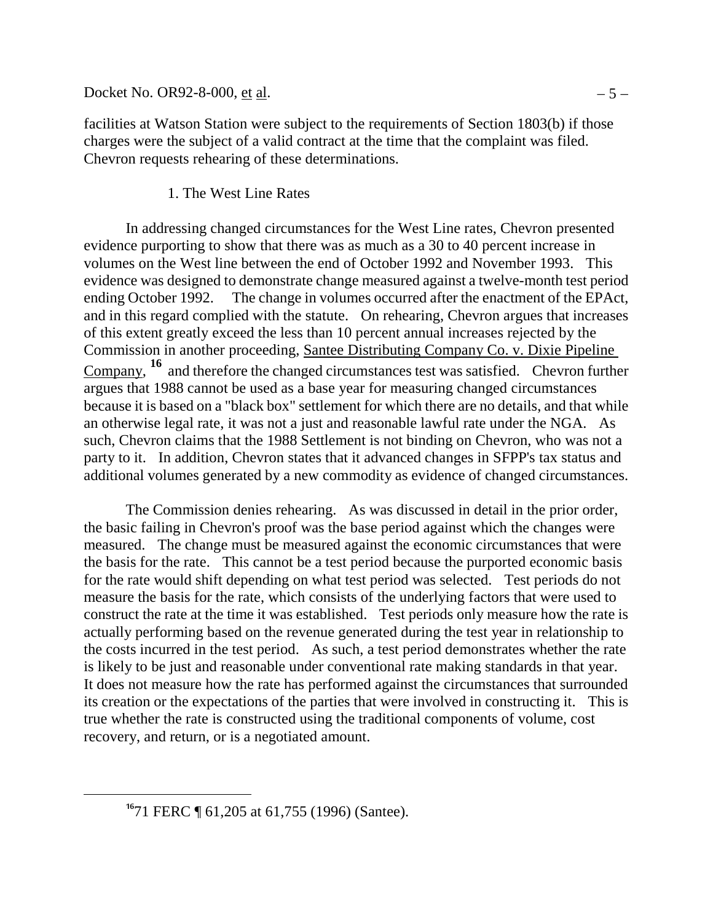facilities at Watson Station were subject to the requirements of Section 1803(b) if those charges were the subject of a valid contract at the time that the complaint was filed. Chevron requests rehearing of these determinations.

### 1. The West Line Rates

In addressing changed circumstances for the West Line rates, Chevron presented evidence purporting to show that there was as much as a 30 to 40 percent increase in volumes on the West line between the end of October 1992 and November 1993. This evidence was designed to demonstrate change measured against a twelve-month test period ending October 1992. The change in volumes occurred after the enactment of the EPAct, and in this regard complied with the statute. On rehearing, Chevron argues that increases of this extent greatly exceed the less than 10 percent annual increases rejected by the Commission in another proceeding, Santee Distributing Company Co. v. Dixie Pipeline Company,[16] and therefore the changed circumstances test was satisfied. Chevron further argues that 1988 cannot be used as a base year for measuring changed circumstances because it is based on a "black box" settlement for which there are no details, and that while an otherwise legal rate, it was not a just and reasonable lawful rate under the NGA. As such, Chevron claims that the 1988 Settlement is not binding on Chevron, who was not a party to it. In addition, Chevron states that it advanced changes in SFPP's tax status and additional volumes generated by a new commodity as evidence of changed circumstances.

The Commission denies rehearing. As was discussed in detail in the prior order, the basic failing in Chevron's proof was the base period against which the changes were measured. The change must be measured against the economic circumstances that were the basis for the rate. This cannot be a test period because the purported economic basis for the rate would shift depending on what test period was selected. Test periods do not measure the basis for the rate, which consists of the underlying factors that were used to construct the rate at the time it was established. Test periods only measure how the rate is actually performing based on the revenue generated during the test year in relationship to the costs incurred in the test period. As such, a test period demonstrates whether the rate is likely to be just and reasonable under conventional rate making standards in that year. It does not measure how the rate has performed against the circumstances that surrounded its creation or the expectations of the parties that were involved in constructing it. This is true whether the rate is constructed using the traditional components of volume, cost recovery, and return, or is a negotiated amount.

---

[16] 71 FERC ¶ 61,205 at 61,755 (1996) (Santee).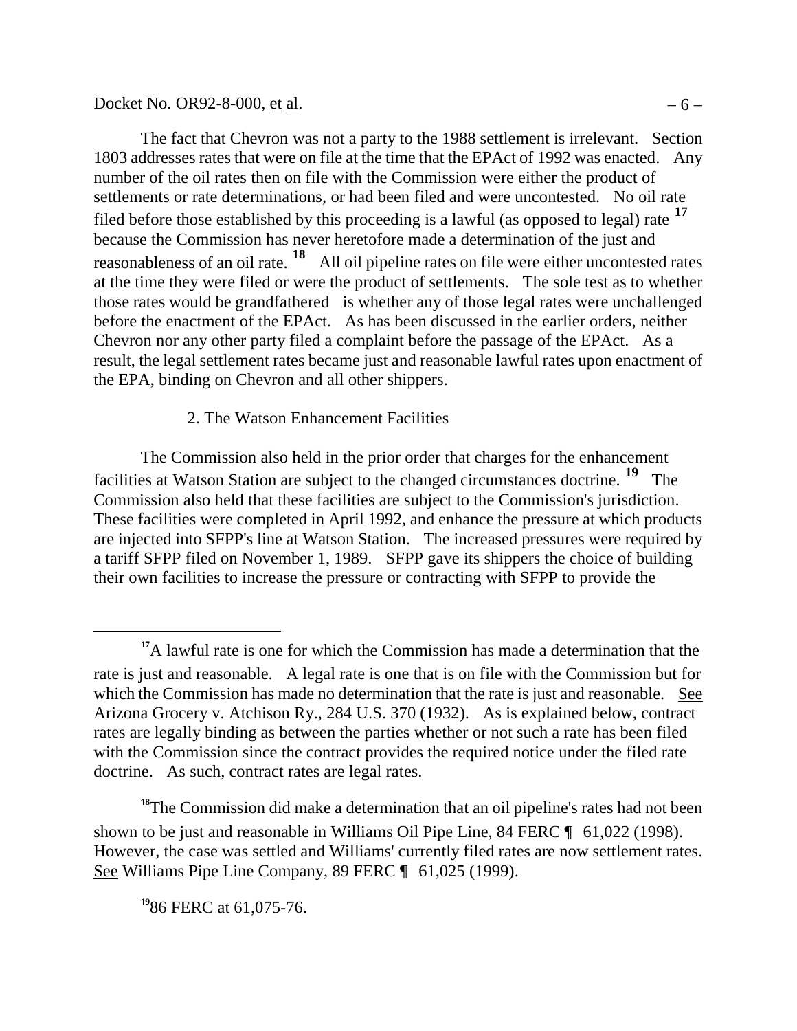The fact that Chevron was not a party to the 1988 settlement is irrelevant. Section 1803 addresses rates that were on file at the time that the EPAct of 1992 was enacted. Any number of the oil rates then on file with the Commission were either the product of settlements or rate determinations, or had been filed and were uncontested. No oil rate filed before those established by this proceeding is a lawful (as opposed to legal) rate [17] because the Commission has never heretofore made a determination of the just and reasonableness of an oil rate. [18] All oil pipeline rates on file were either uncontested rates at the time they were filed or were the product of settlements. The sole test as to whether those rates would be grandfathered is whether any of those legal rates were unchallenged before the enactment of the EPAct. As has been discussed in the earlier orders, neither Chevron nor any other party filed a complaint before the passage of the EPAct. As a result, the legal settlement rates became just and reasonable lawful rates upon enactment of the EPA, binding on Chevron and all other shippers.

2. The Watson Enhancement Facilities

The Commission also held in the prior order that charges for the enhancement facilities at Watson Station are subject to the changed circumstances doctrine. [19] The Commission also held that these facilities are subject to the Commission's jurisdiction. These facilities were completed in April 1992, and enhance the pressure at which products are injected into SFPP's line at Watson Station. The increased pressures were required by a tariff SFPP filed on November 1, 1989. SFPP gave its shippers the choice of building their own facilities to increase the pressure or contracting with SFPP to provide the

---

[17] A lawful rate is one for which the Commission has made a determination that the rate is just and reasonable. A legal rate is one that is on file with the Commission but for which the Commission has made no determination that the rate is just and reasonable. See Arizona Grocery v. Atchison Ry., 284 U.S. 370 (1932). As is explained below, contract rates are legally binding as between the parties whether or not such a rate has been filed with the Commission since the contract provides the required notice under the filed rate doctrine. As such, contract rates are legal rates.

[18] The Commission did make a determination that an oil pipeline's rates had not been shown to be just and reasonable in Williams Oil Pipe Line, 84 FERC ¶ 61,022 (1998). However, the case was settled and Williams' currently filed rates are now settlement rates. See Williams Pipe Line Company, 89 FERC ¶ 61,025 (1999).

[19] 86 FERC at 61,075-76.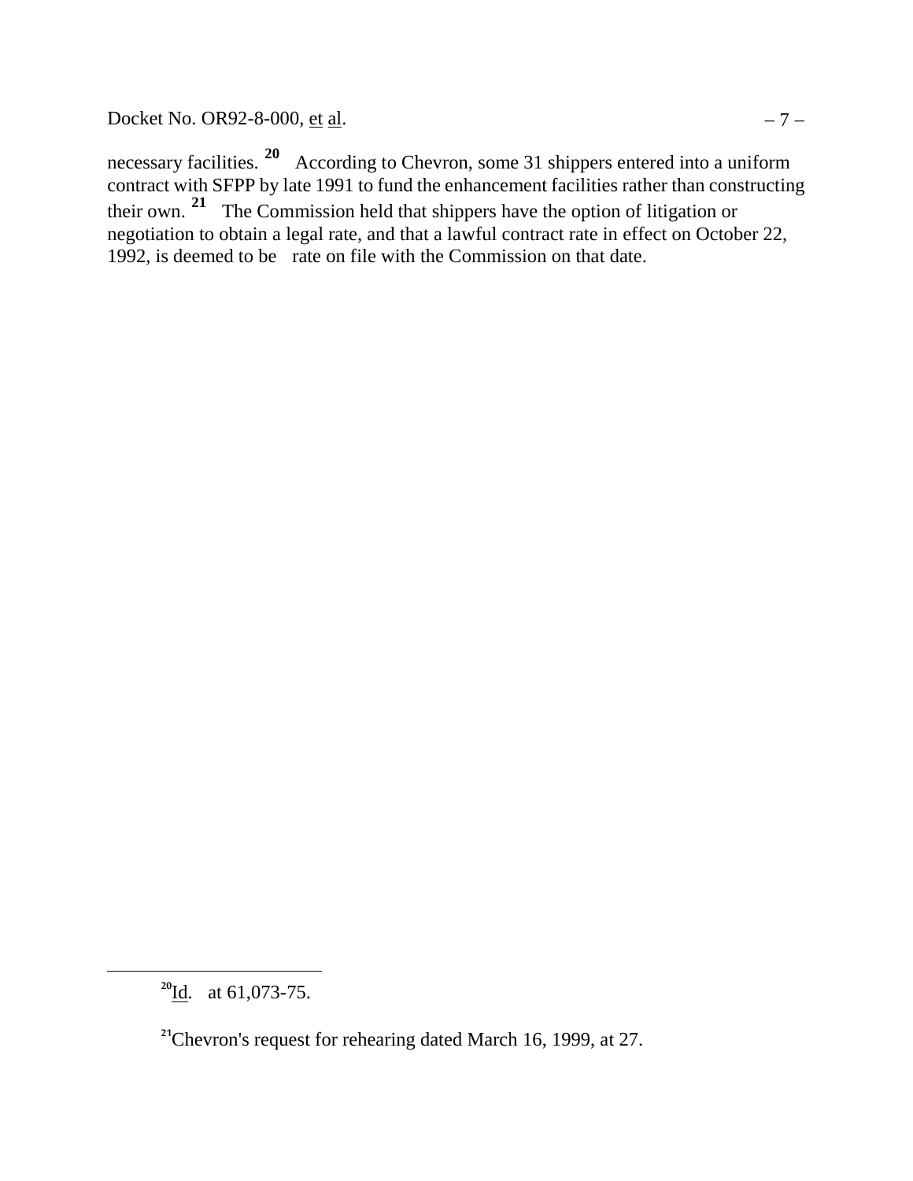necessary facilities.[20] According to Chevron, some 31 shippers entered into a uniform contract with SFPP by late 1991 to fund the enhancement facilities rather than constructing their own.[21] The Commission held that shippers have the option of litigation or negotiation to obtain a legal rate, and that a lawful contract rate in effect on October 22, 1992, is deemed to be rate on file with the Commission on that date.

---

[20]Id. at 61,073-75.

[21]Chevron's request for rehearing dated March 16, 1999, at 27.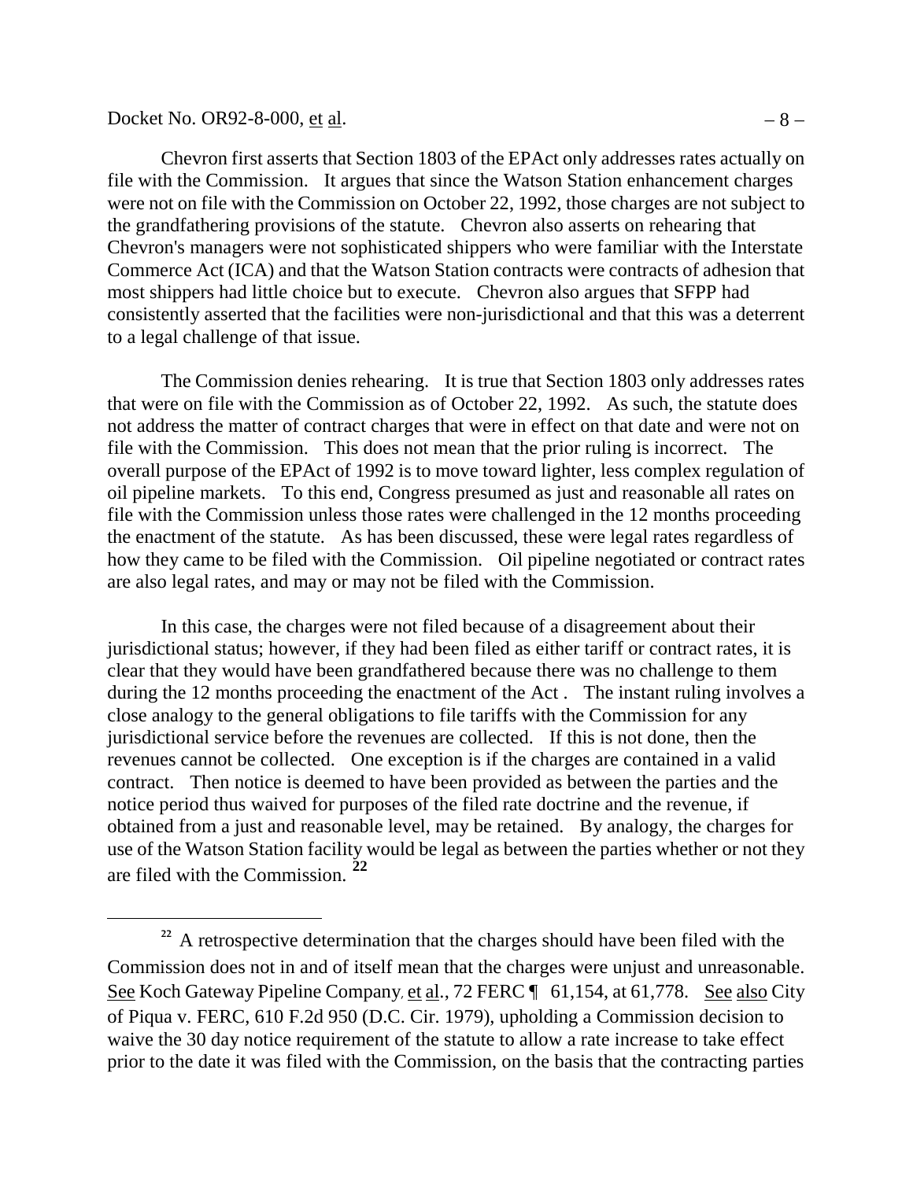Chevron first asserts that Section 1803 of the EPAct only addresses rates actually on file with the Commission. It argues that since the Watson Station enhancement charges were not on file with the Commission on October 22, 1992, those charges are not subject to the grandfathering provisions of the statute. Chevron also asserts on rehearing that Chevron's managers were not sophisticated shippers who were familiar with the Interstate Commerce Act (ICA) and that the Watson Station contracts were contracts of adhesion that most shippers had little choice but to execute. Chevron also argues that SFPP had consistently asserted that the facilities were non-jurisdictional and that this was a deterrent to a legal challenge of that issue.

The Commission denies rehearing. It is true that Section 1803 only addresses rates that were on file with the Commission as of October 22, 1992. As such, the statute does not address the matter of contract charges that were in effect on that date and were not on file with the Commission. This does not mean that the prior ruling is incorrect. The overall purpose of the EPAct of 1992 is to move toward lighter, less complex regulation of oil pipeline markets. To this end, Congress presumed as just and reasonable all rates on file with the Commission unless those rates were challenged in the 12 months proceeding the enactment of the statute. As has been discussed, these were legal rates regardless of how they came to be filed with the Commission. Oil pipeline negotiated or contract rates are also legal rates, and may or may not be filed with the Commission.

In this case, the charges were not filed because of a disagreement about their jurisdictional status; however, if they had been filed as either tariff or contract rates, it is clear that they would have been grandfathered because there was no challenge to them during the 12 months proceeding the enactment of the Act . The instant ruling involves a close analogy to the general obligations to file tariffs with the Commission for any jurisdictional service before the revenues are collected. If this is not done, then the revenues cannot be collected. One exception is if the charges are contained in a valid contract. Then notice is deemed to have been provided as between the parties and the notice period thus waived for purposes of the filed rate doctrine and the revenue, if obtained from a just and reasonable level, may be retained. By analogy, the charges for use of the Watson Station facility would be legal as between the parties whether or not they are filed with the Commission. [22]

---

[22] A retrospective determination that the charges should have been filed with the Commission does not in and of itself mean that the charges were unjust and unreasonable. See Koch Gateway Pipeline Company, et al., 72 FERC ¶ 61,154, at 61,778. See also City of Piqua v. FERC, 610 F.2d 950 (D.C. Cir. 1979), upholding a Commission decision to waive the 30 day notice requirement of the statute to allow a rate increase to take effect prior to the date it was filed with the Commission, on the basis that the contracting parties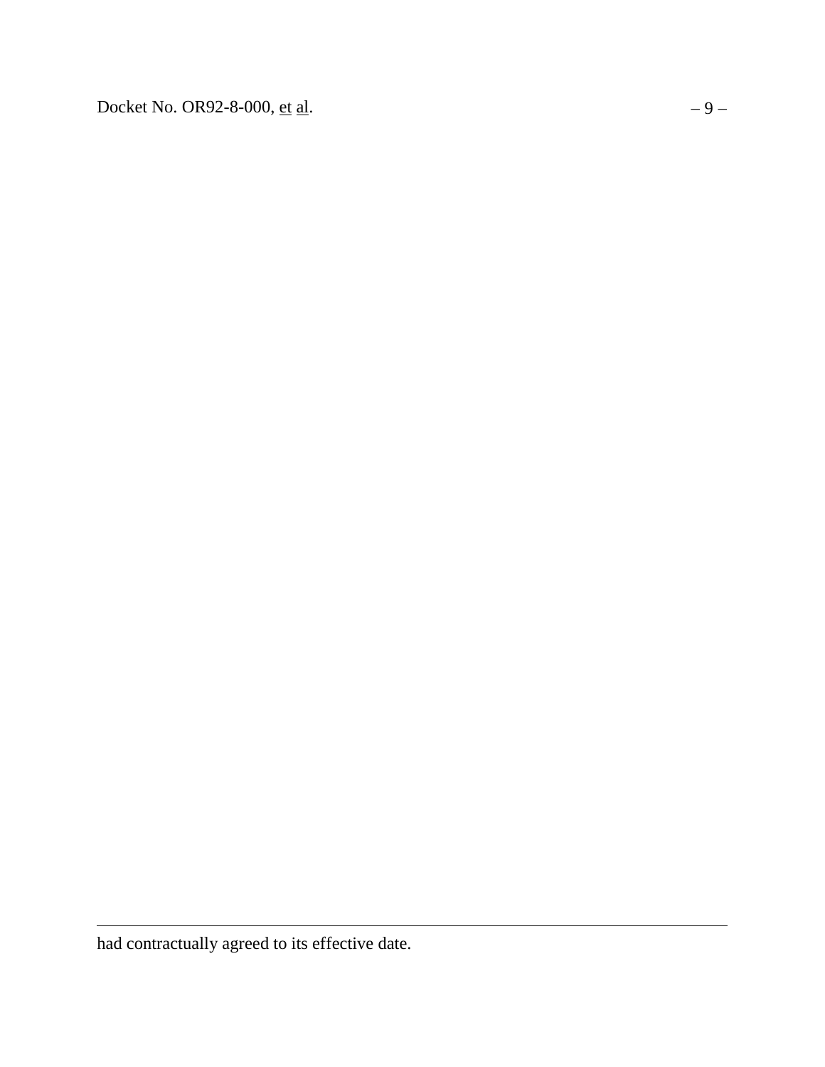had contractually agreed to its effective date.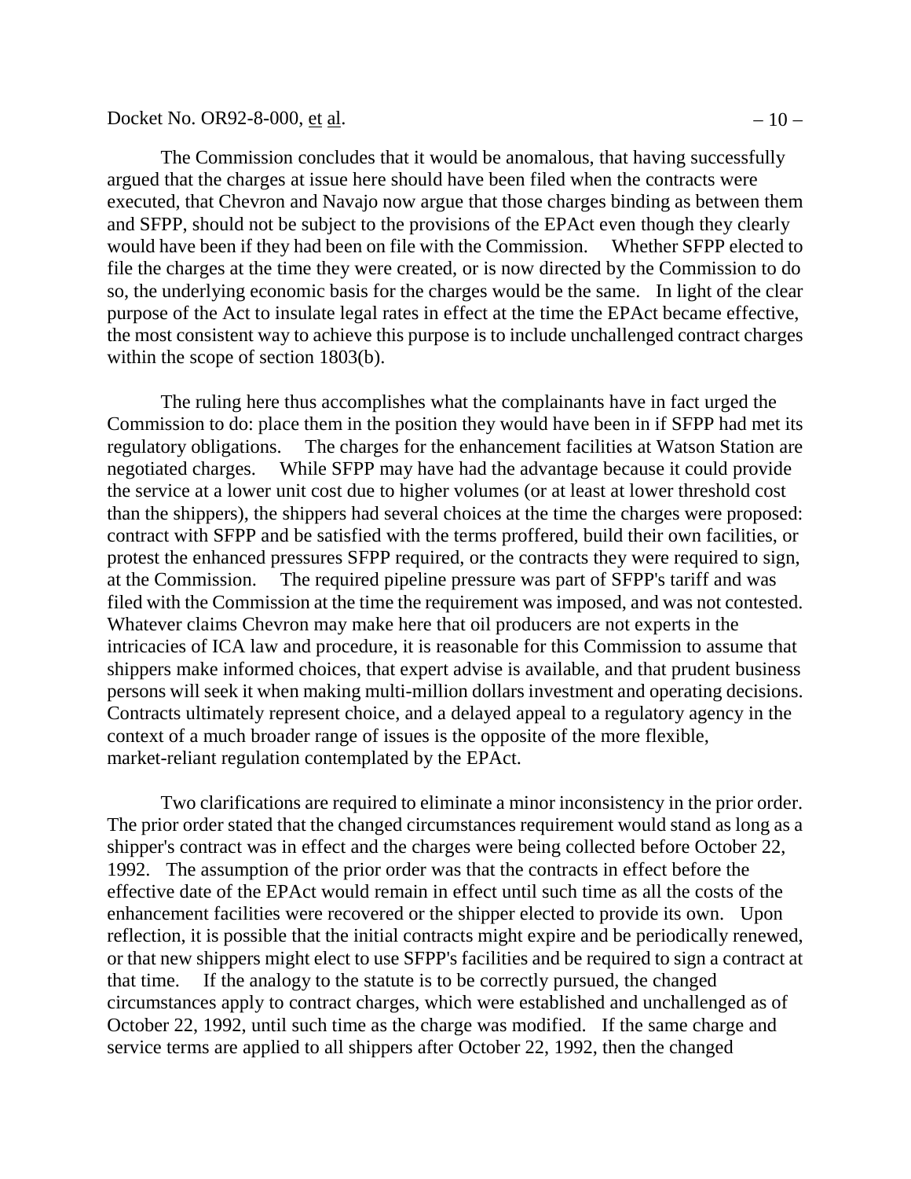The Commission concludes that it would be anomalous, that having successfully argued that the charges at issue here should have been filed when the contracts were executed, that Chevron and Navajo now argue that those charges binding as between them and SFPP, should not be subject to the provisions of the EPAct even though they clearly would have been if they had been on file with the Commission. Whether SFPP elected to file the charges at the time they were created, or is now directed by the Commission to do so, the underlying economic basis for the charges would be the same. In light of the clear purpose of the Act to insulate legal rates in effect at the time the EPAct became effective, the most consistent way to achieve this purpose is to include unchallenged contract charges within the scope of section 1803(b).

The ruling here thus accomplishes what the complainants have in fact urged the Commission to do: place them in the position they would have been in if SFPP had met its regulatory obligations. The charges for the enhancement facilities at Watson Station are negotiated charges. While SFPP may have had the advantage because it could provide the service at a lower unit cost due to higher volumes (or at least at lower threshold cost than the shippers), the shippers had several choices at the time the charges were proposed: contract with SFPP and be satisfied with the terms proffered, build their own facilities, or protest the enhanced pressures SFPP required, or the contracts they were required to sign, at the Commission. The required pipeline pressure was part of SFPP's tariff and was filed with the Commission at the time the requirement was imposed, and was not contested. Whatever claims Chevron may make here that oil producers are not experts in the intricacies of ICA law and procedure, it is reasonable for this Commission to assume that shippers make informed choices, that expert advise is available, and that prudent business persons will seek it when making multi-million dollars investment and operating decisions. Contracts ultimately represent choice, and a delayed appeal to a regulatory agency in the context of a much broader range of issues is the opposite of the more flexible, market-reliant regulation contemplated by the EPAct.

Two clarifications are required to eliminate a minor inconsistency in the prior order. The prior order stated that the changed circumstances requirement would stand as long as a shipper's contract was in effect and the charges were being collected before October 22, 1992. The assumption of the prior order was that the contracts in effect before the effective date of the EPAct would remain in effect until such time as all the costs of the enhancement facilities were recovered or the shipper elected to provide its own. Upon reflection, it is possible that the initial contracts might expire and be periodically renewed, or that new shippers might elect to use SFPP's facilities and be required to sign a contract at that time. If the analogy to the statute is to be correctly pursued, the changed circumstances apply to contract charges, which were established and unchallenged as of October 22, 1992, until such time as the charge was modified. If the same charge and service terms are applied to all shippers after October 22, 1992, then the changed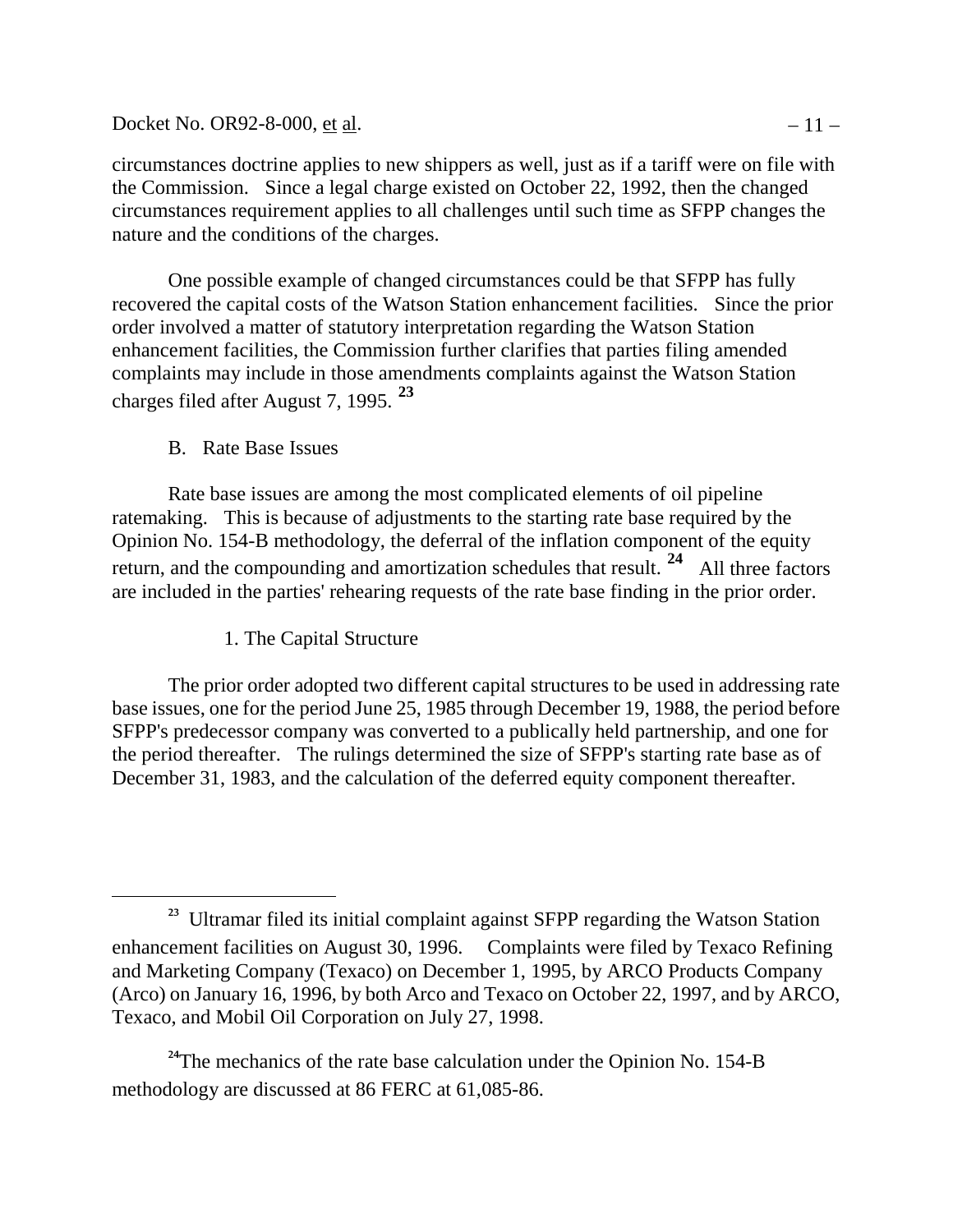circumstances doctrine applies to new shippers as well, just as if a tariff were on file with the Commission. Since a legal charge existed on October 22, 1992, then the changed circumstances requirement applies to all challenges until such time as SFPP changes the nature and the conditions of the charges.

One possible example of changed circumstances could be that SFPP has fully recovered the capital costs of the Watson Station enhancement facilities. Since the prior order involved a matter of statutory interpretation regarding the Watson Station enhancement facilities, the Commission further clarifies that parties filing amended complaints may include in those amendments complaints against the Watson Station charges filed after August 7, 1995. [23]

### B. Rate Base Issues

Rate base issues are among the most complicated elements of oil pipeline ratemaking. This is because of adjustments to the starting rate base required by the Opinion No. 154-B methodology, the deferral of the inflation component of the equity return, and the compounding and amortization schedules that result. [24] All three factors are included in the parties' rehearing requests of the rate base finding in the prior order.

#### 1. The Capital Structure

The prior order adopted two different capital structures to be used in addressing rate base issues, one for the period June 25, 1985 through December 19, 1988, the period before SFPP's predecessor company was converted to a publically held partnership, and one for the period thereafter. The rulings determined the size of SFPP's starting rate base as of December 31, 1983, and the calculation of the deferred equity component thereafter.

---

[23] Ultramar filed its initial complaint against SFPP regarding the Watson Station enhancement facilities on August 30, 1996. Complaints were filed by Texaco Refining and Marketing Company (Texaco) on December 1, 1995, by ARCO Products Company (Arco) on January 16, 1996, by both Arco and Texaco on October 22, 1997, and by ARCO, Texaco, and Mobil Oil Corporation on July 27, 1998.

[24] The mechanics of the rate base calculation under the Opinion No. 154-B methodology are discussed at 86 FERC at 61,085-86.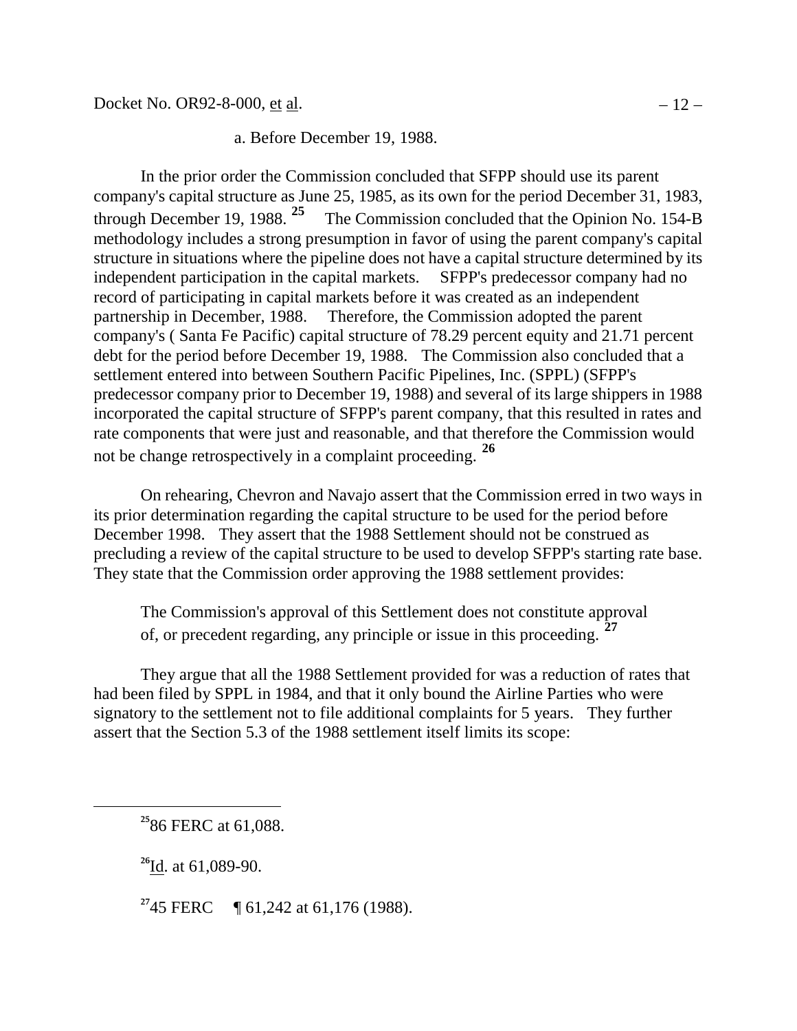a. Before December 19, 1988.

In the prior order the Commission concluded that SFPP should use its parent company's capital structure as June 25, 1985, as its own for the period December 31, 1983, through December 19, 1988. [25] The Commission concluded that the Opinion No. 154-B methodology includes a strong presumption in favor of using the parent company's capital structure in situations where the pipeline does not have a capital structure determined by its independent participation in the capital markets. SFPP's predecessor company had no record of participating in capital markets before it was created as an independent partnership in December, 1988. Therefore, the Commission adopted the parent company's ( Santa Fe Pacific) capital structure of 78.29 percent equity and 21.71 percent debt for the period before December 19, 1988. The Commission also concluded that a settlement entered into between Southern Pacific Pipelines, Inc. (SPPL) (SFPP's predecessor company prior to December 19, 1988) and several of its large shippers in 1988 incorporated the capital structure of SFPP's parent company, that this resulted in rates and rate components that were just and reasonable, and that therefore the Commission would not be change retrospectively in a complaint proceeding. [26]

On rehearing, Chevron and Navajo assert that the Commission erred in two ways in its prior determination regarding the capital structure to be used for the period before December 1998. They assert that the 1988 Settlement should not be construed as precluding a review of the capital structure to be used to develop SFPP's starting rate base. They state that the Commission order approving the 1988 settlement provides:

> The Commission's approval of this Settlement does not constitute approval of, or precedent regarding, any principle or issue in this proceeding. [27]

They argue that all the 1988 Settlement provided for was a reduction of rates that had been filed by SPPL in 1984, and that it only bound the Airline Parties who were signatory to the settlement not to file additional complaints for 5 years. They further assert that the Section 5.3 of the 1988 settlement itself limits its scope:

---

[25] 86 FERC at 61,088.

[26] Id. at 61,089-90.

[27] 45 FERC ¶ 61,242 at 61,176 (1988).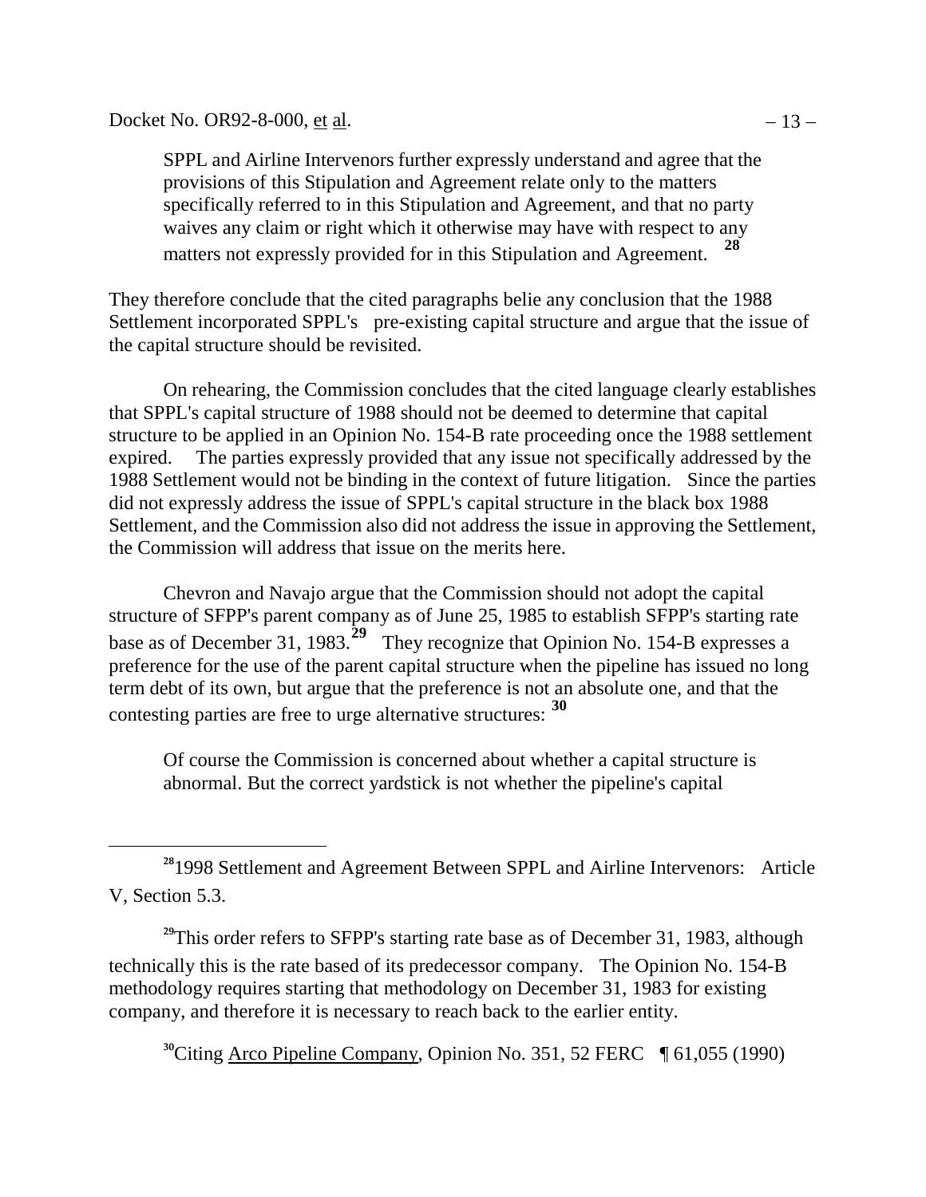> SPPL and Airline Intervenors further expressly understand and agree that the provisions of this Stipulation and Agreement relate only to the matters specifically referred to in this Stipulation and Agreement, and that no party waives any claim or right which it otherwise may have with respect to any matters not expressly provided for in this Stipulation and Agreement. [28]

They therefore conclude that the cited paragraphs belie any conclusion that the 1988 Settlement incorporated SPPL's pre-existing capital structure and argue that the issue of the capital structure should be revisited.

On rehearing, the Commission concludes that the cited language clearly establishes that SPPL's capital structure of 1988 should not be deemed to determine that capital structure to be applied in an Opinion No. 154-B rate proceeding once the 1988 settlement expired. The parties expressly provided that any issue not specifically addressed by the 1988 Settlement would not be binding in the context of future litigation. Since the parties did not expressly address the issue of SPPL's capital structure in the black box 1988 Settlement, and the Commission also did not address the issue in approving the Settlement, the Commission will address that issue on the merits here.

Chevron and Navajo argue that the Commission should not adopt the capital structure of SFPP's parent company as of June 25, 1985 to establish SFPP's starting rate base as of December 31, 1983.[29] They recognize that Opinion No. 154-B expresses a preference for the use of the parent capital structure when the pipeline has issued no long term debt of its own, but argue that the preference is not an absolute one, and that the contesting parties are free to urge alternative structures: [30]

> Of course the Commission is concerned about whether a capital structure is abnormal. But the correct yardstick is not whether the pipeline's capital

---

[28] 1998 Settlement and Agreement Between SPPL and Airline Intervenors: Article V, Section 5.3.

[29] This order refers to SFPP's starting rate base as of December 31, 1983, although technically this is the rate based of its predecessor company. The Opinion No. 154-B methodology requires starting that methodology on December 31, 1983 for existing company, and therefore it is necessary to reach back to the earlier entity.

[30] Citing Arco Pipeline Company, Opinion No. 351, 52 FERC ¶ 61,055 (1990)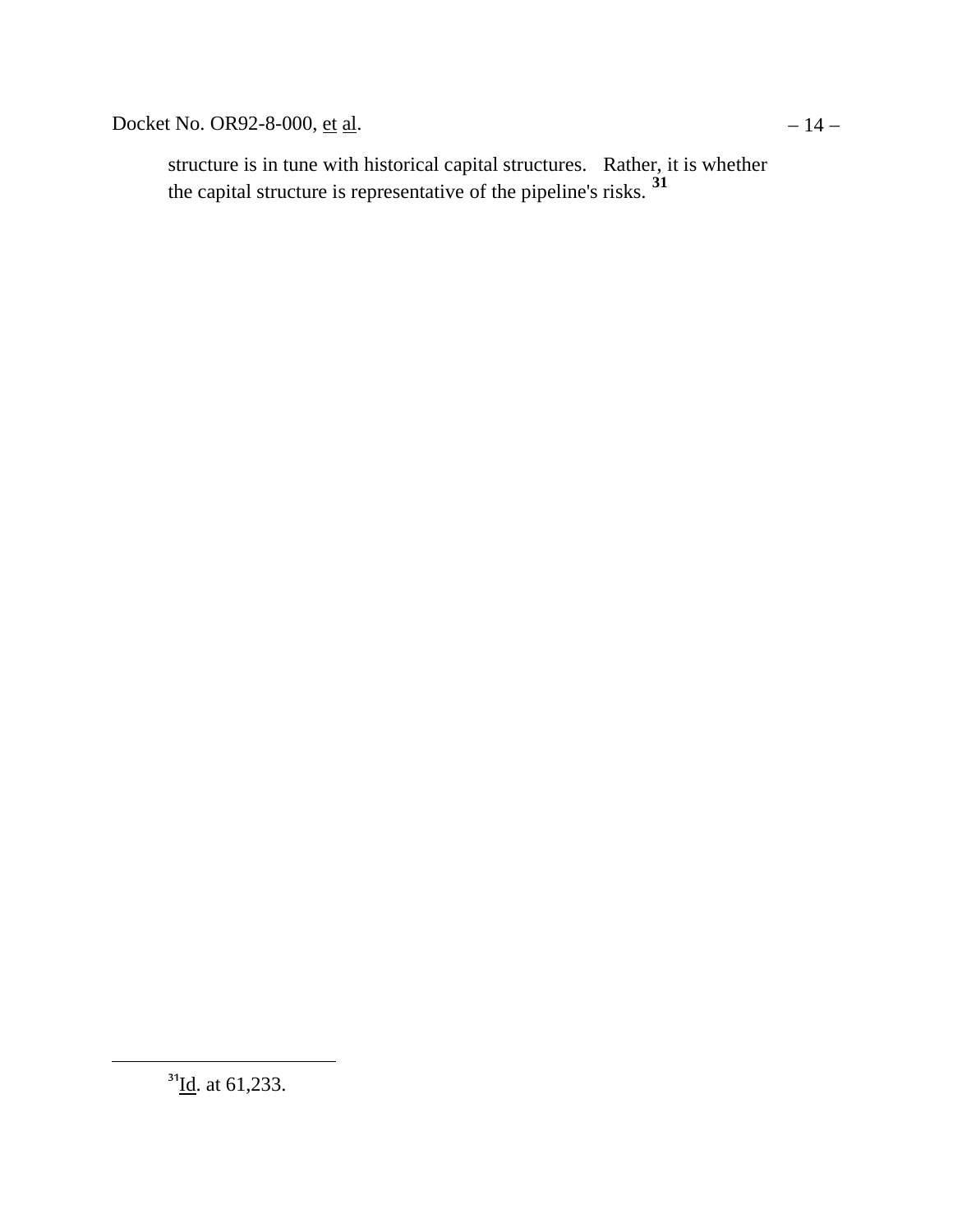structure is in tune with historical capital structures. Rather, it is whether the capital structure is representative of the pipeline's risks. [31]

---

[31] Id. at 61,233.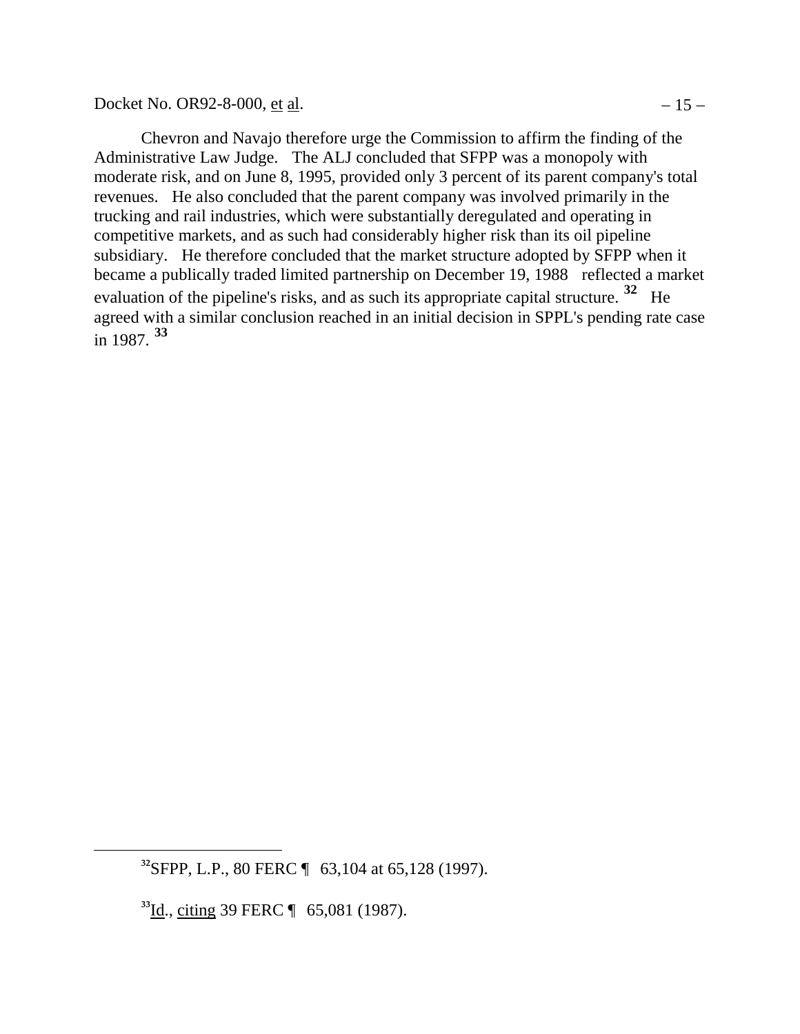Chevron and Navajo therefore urge the Commission to affirm the finding of the Administrative Law Judge. The ALJ concluded that SFPP was a monopoly with moderate risk, and on June 8, 1995, provided only 3 percent of its parent company's total revenues. He also concluded that the parent company was involved primarily in the trucking and rail industries, which were substantially deregulated and operating in competitive markets, and as such had considerably higher risk than its oil pipeline subsidiary. He therefore concluded that the market structure adopted by SFPP when it became a publically traded limited partnership on December 19, 1988 reflected a market evaluation of the pipeline's risks, and as such its appropriate capital structure.[32] He agreed with a similar conclusion reached in an initial decision in SPPL's pending rate case in 1987.[33]

---

[32] SFPP, L.P., 80 FERC ¶ 63,104 at 65,128 (1997).

[33] Id., citing 39 FERC ¶ 65,081 (1987).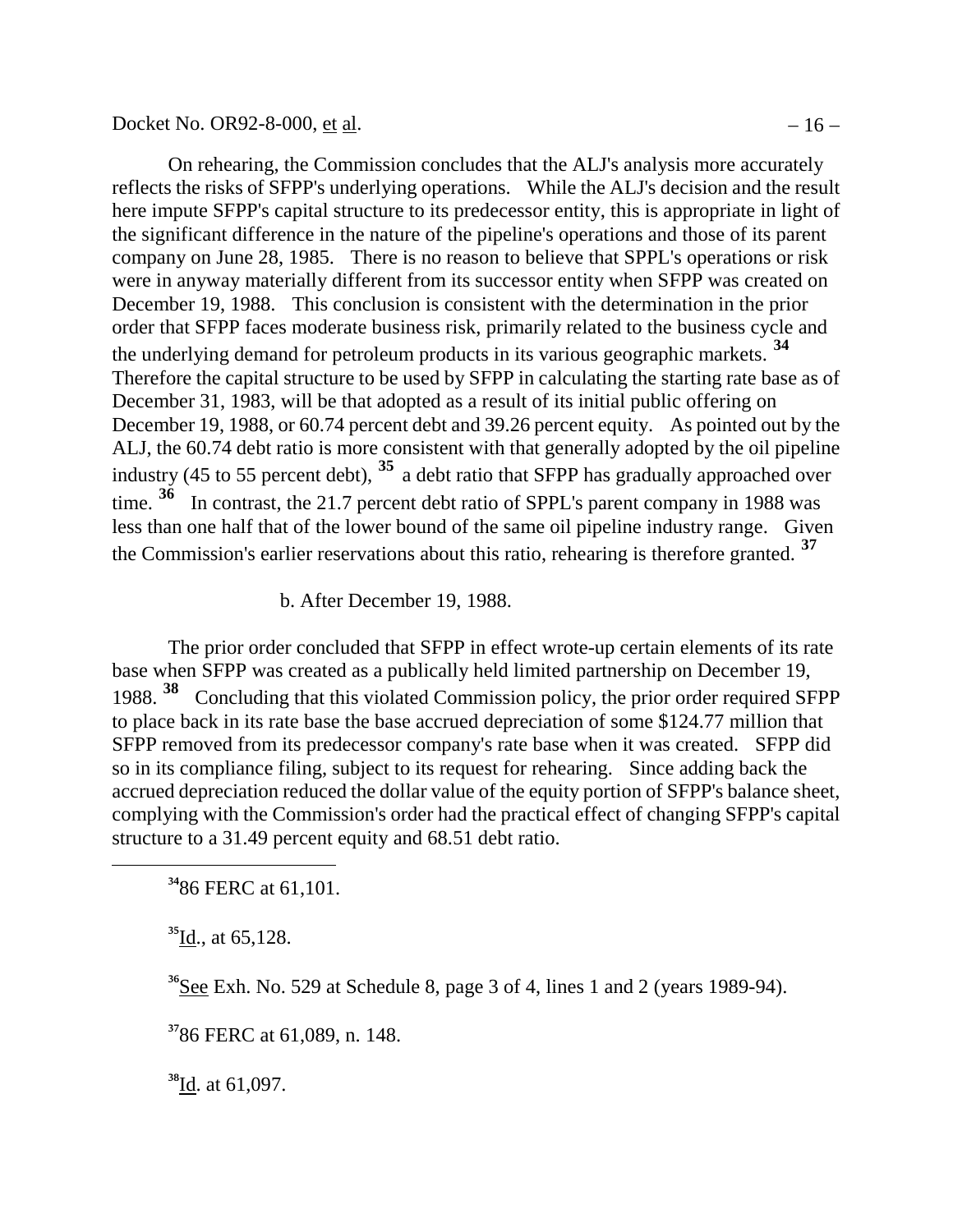On rehearing, the Commission concludes that the ALJ's analysis more accurately reflects the risks of SFPP's underlying operations. While the ALJ's decision and the result here impute SFPP's capital structure to its predecessor entity, this is appropriate in light of the significant difference in the nature of the pipeline's operations and those of its parent company on June 28, 1985. There is no reason to believe that SPPL's operations or risk were in anyway materially different from its successor entity when SFPP was created on December 19, 1988. This conclusion is consistent with the determination in the prior order that SFPP faces moderate business risk, primarily related to the business cycle and the underlying demand for petroleum products in its various geographic markets.[34] Therefore the capital structure to be used by SFPP in calculating the starting rate base as of December 31, 1983, will be that adopted as a result of its initial public offering on December 19, 1988, or 60.74 percent debt and 39.26 percent equity. As pointed out by the ALJ, the 60.74 debt ratio is more consistent with that generally adopted by the oil pipeline industry (45 to 55 percent debt),[35] a debt ratio that SFPP has gradually approached over time.[36] In contrast, the 21.7 percent debt ratio of SPPL's parent company in 1988 was less than one half that of the lower bound of the same oil pipeline industry range. Given the Commission's earlier reservations about this ratio, rehearing is therefore granted.[37]

b. After December 19, 1988.

The prior order concluded that SFPP in effect wrote-up certain elements of its rate base when SFPP was created as a publically held limited partnership on December 19, 1988.[38] Concluding that this violated Commission policy, the prior order required SFPP to place back in its rate base the base accrued depreciation of some $124.77 million that SFPP removed from its predecessor company's rate base when it was created. SFPP did so in its compliance filing, subject to its request for rehearing. Since adding back the accrued depreciation reduced the dollar value of the equity portion of SFPP's balance sheet, complying with the Commission's order had the practical effect of changing SFPP's capital structure to a 31.49 percent equity and 68.51 debt ratio.

---

[34] 86 FERC at 61,101.

[35] Id., at 65,128.

[36] See Exh. No. 529 at Schedule 8, page 3 of 4, lines 1 and 2 (years 1989-94).

[37] 86 FERC at 61,089, n. 148.

[38] Id. at 61,097.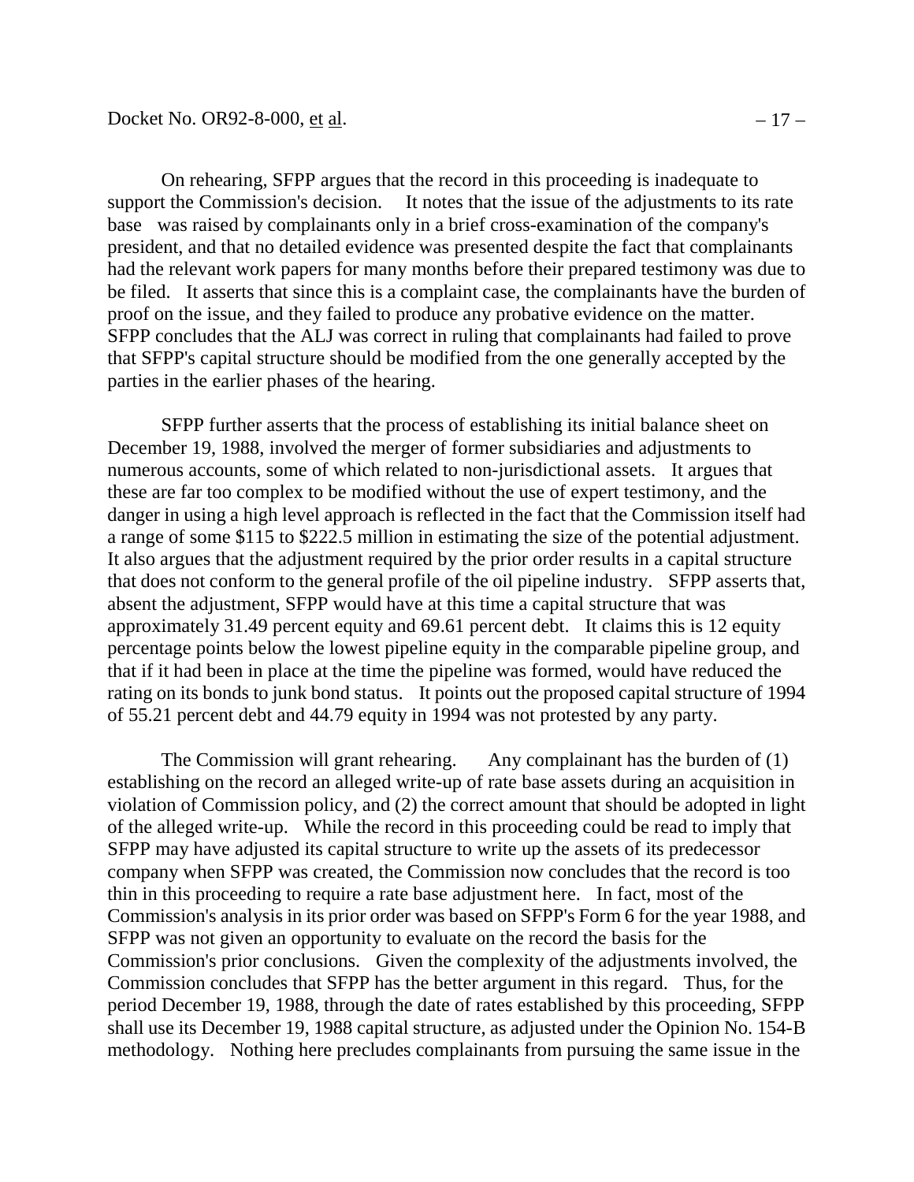On rehearing, SFPP argues that the record in this proceeding is inadequate to support the Commission's decision. It notes that the issue of the adjustments to its rate base was raised by complainants only in a brief cross-examination of the company's president, and that no detailed evidence was presented despite the fact that complainants had the relevant work papers for many months before their prepared testimony was due to be filed. It asserts that since this is a complaint case, the complainants have the burden of proof on the issue, and they failed to produce any probative evidence on the matter. SFPP concludes that the ALJ was correct in ruling that complainants had failed to prove that SFPP's capital structure should be modified from the one generally accepted by the parties in the earlier phases of the hearing.

SFPP further asserts that the process of establishing its initial balance sheet on December 19, 1988, involved the merger of former subsidiaries and adjustments to numerous accounts, some of which related to non-jurisdictional assets. It argues that these are far too complex to be modified without the use of expert testimony, and the danger in using a high level approach is reflected in the fact that the Commission itself had a range of some \$115 to \$222.5 million in estimating the size of the potential adjustment. It also argues that the adjustment required by the prior order results in a capital structure that does not conform to the general profile of the oil pipeline industry. SFPP asserts that, absent the adjustment, SFPP would have at this time a capital structure that was approximately 31.49 percent equity and 69.61 percent debt. It claims this is 12 equity percentage points below the lowest pipeline equity in the comparable pipeline group, and that if it had been in place at the time the pipeline was formed, would have reduced the rating on its bonds to junk bond status. It points out the proposed capital structure of 1994 of 55.21 percent debt and 44.79 equity in 1994 was not protested by any party.

The Commission will grant rehearing. Any complainant has the burden of (1) establishing on the record an alleged write-up of rate base assets during an acquisition in violation of Commission policy, and (2) the correct amount that should be adopted in light of the alleged write-up. While the record in this proceeding could be read to imply that SFPP may have adjusted its capital structure to write up the assets of its predecessor company when SFPP was created, the Commission now concludes that the record is too thin in this proceeding to require a rate base adjustment here. In fact, most of the Commission's analysis in its prior order was based on SFPP's Form 6 for the year 1988, and SFPP was not given an opportunity to evaluate on the record the basis for the Commission's prior conclusions. Given the complexity of the adjustments involved, the Commission concludes that SFPP has the better argument in this regard. Thus, for the period December 19, 1988, through the date of rates established by this proceeding, SFPP shall use its December 19, 1988 capital structure, as adjusted under the Opinion No. 154-B methodology. Nothing here precludes complainants from pursuing the same issue in the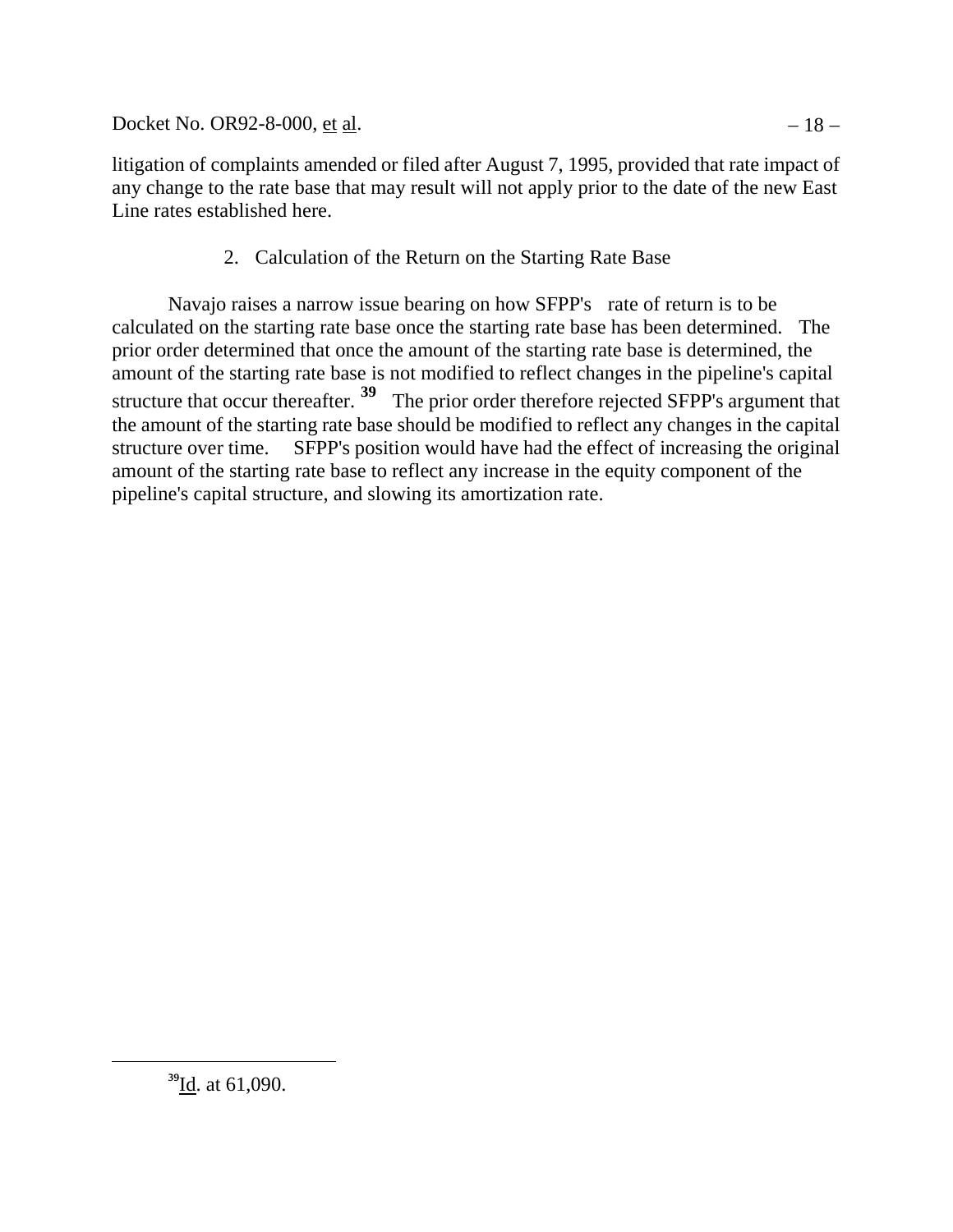litigation of complaints amended or filed after August 7, 1995, provided that rate impact of any change to the rate base that may result will not apply prior to the date of the new East Line rates established here.

### 2. Calculation of the Return on the Starting Rate Base

Navajo raises a narrow issue bearing on how SFPP's rate of return is to be calculated on the starting rate base once the starting rate base has been determined. The prior order determined that once the amount of the starting rate base is determined, the amount of the starting rate base is not modified to reflect changes in the pipeline's capital structure that occur thereafter.[39] The prior order therefore rejected SFPP's argument that the amount of the starting rate base should be modified to reflect any changes in the capital structure over time. SFPP's position would have had the effect of increasing the original amount of the starting rate base to reflect any increase in the equity component of the pipeline's capital structure, and slowing its amortization rate.

---

[39] Id. at 61,090.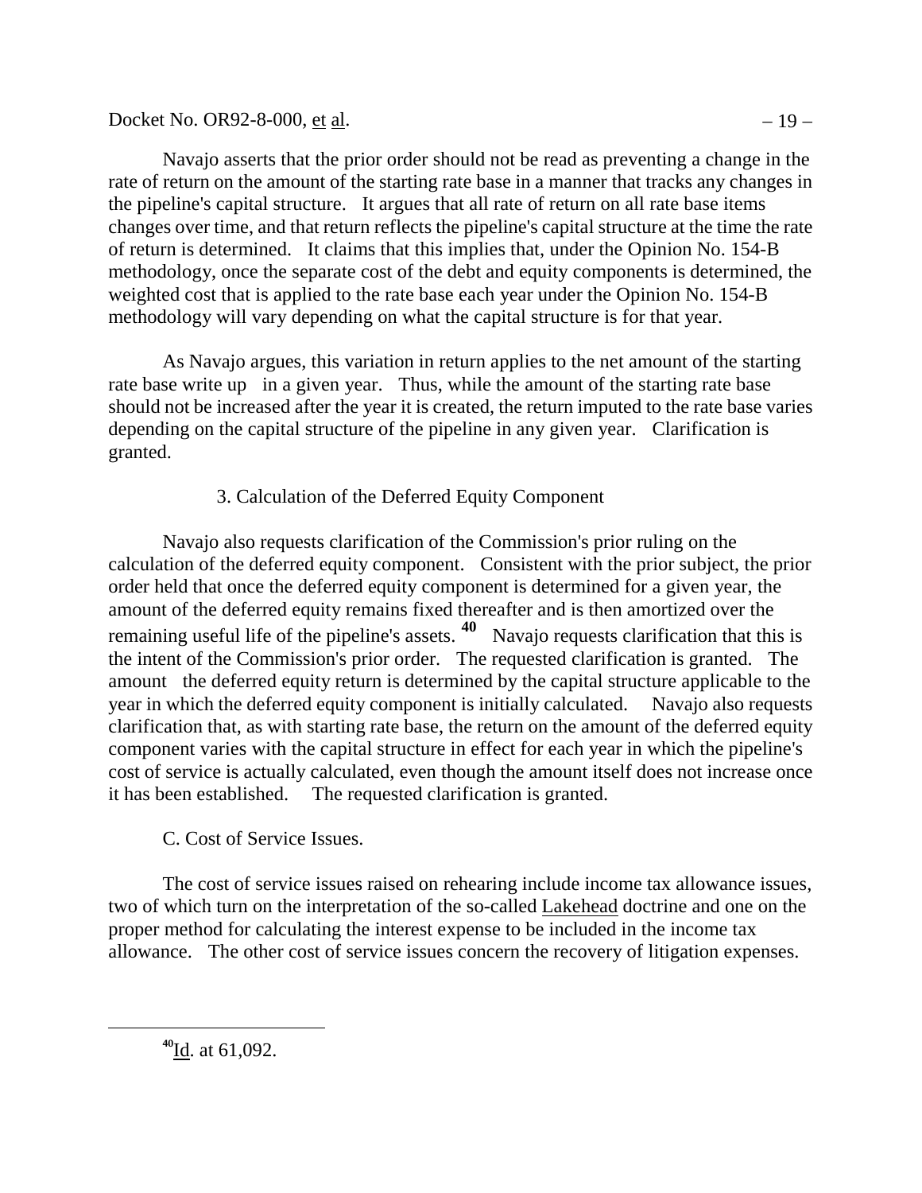Navajo asserts that the prior order should not be read as preventing a change in the rate of return on the amount of the starting rate base in a manner that tracks any changes in the pipeline's capital structure. It argues that all rate of return on all rate base items changes over time, and that return reflects the pipeline's capital structure at the time the rate of return is determined. It claims that this implies that, under the Opinion No. 154-B methodology, once the separate cost of the debt and equity components is determined, the weighted cost that is applied to the rate base each year under the Opinion No. 154-B methodology will vary depending on what the capital structure is for that year.

As Navajo argues, this variation in return applies to the net amount of the starting rate base write up in a given year. Thus, while the amount of the starting rate base should not be increased after the year it is created, the return imputed to the rate base varies depending on the capital structure of the pipeline in any given year. Clarification is granted.

### 3. Calculation of the Deferred Equity Component

Navajo also requests clarification of the Commission's prior ruling on the calculation of the deferred equity component. Consistent with the prior subject, the prior order held that once the deferred equity component is determined for a given year, the amount of the deferred equity remains fixed thereafter and is then amortized over the remaining useful life of the pipeline's assets.[40] Navajo requests clarification that this is the intent of the Commission's prior order. The requested clarification is granted. The amount the deferred equity return is determined by the capital structure applicable to the year in which the deferred equity component is initially calculated. Navajo also requests clarification that, as with starting rate base, the return on the amount of the deferred equity component varies with the capital structure in effect for each year in which the pipeline's cost of service is actually calculated, even though the amount itself does not increase once it has been established. The requested clarification is granted.

## C. Cost of Service Issues.

The cost of service issues raised on rehearing include income tax allowance issues, two of which turn on the interpretation of the so-called Lakehead doctrine and one on the proper method for calculating the interest expense to be included in the income tax allowance. The other cost of service issues concern the recovery of litigation expenses.

---

[40] Id. at 61,092.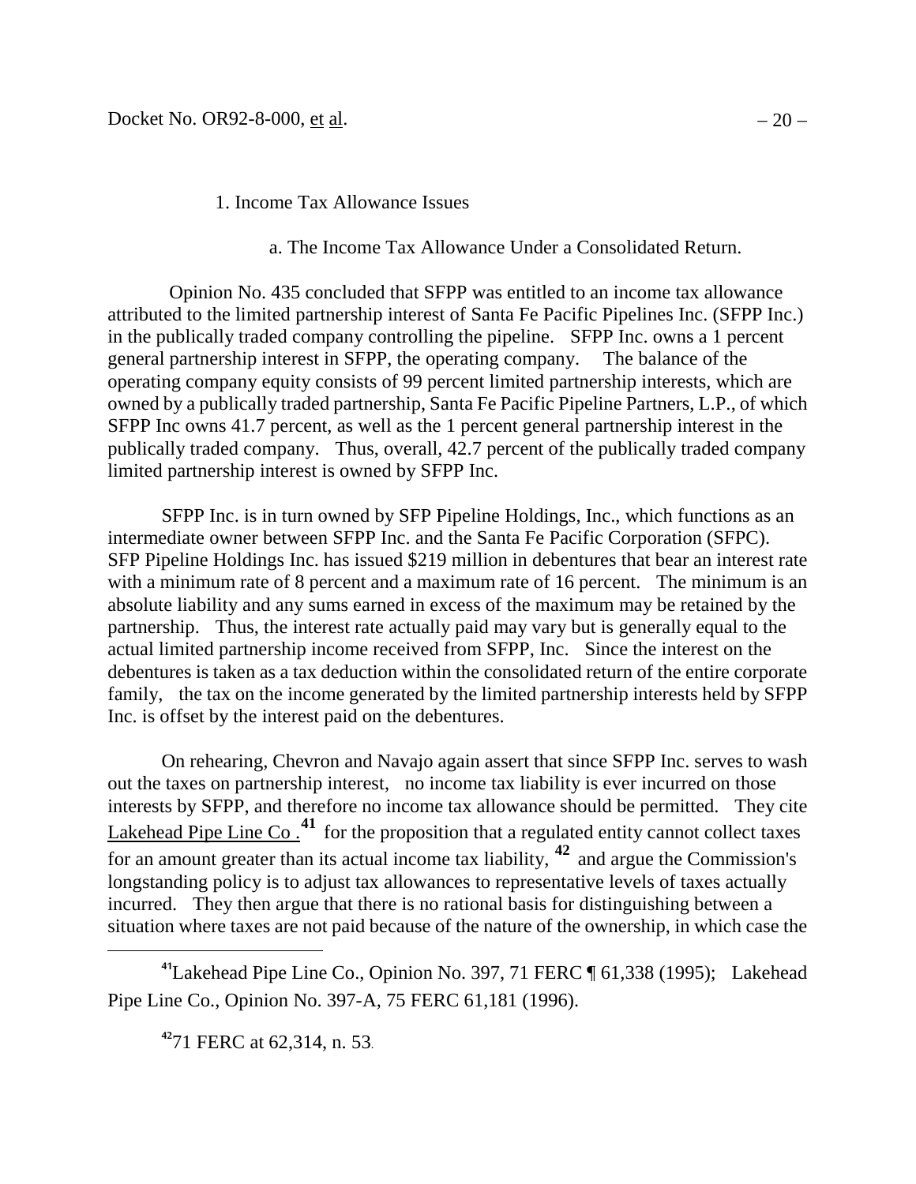1. Income Tax Allowance Issues

a. The Income Tax Allowance Under a Consolidated Return.

Opinion No. 435 concluded that SFPP was entitled to an income tax allowance attributed to the limited partnership interest of Santa Fe Pacific Pipelines Inc. (SFPP Inc.) in the publically traded company controlling the pipeline. SFPP Inc. owns a 1 percent general partnership interest in SFPP, the operating company. The balance of the operating company equity consists of 99 percent limited partnership interests, which are owned by a publically traded partnership, Santa Fe Pacific Pipeline Partners, L.P., of which SFPP Inc owns 41.7 percent, as well as the 1 percent general partnership interest in the publically traded company. Thus, overall, 42.7 percent of the publically traded company limited partnership interest is owned by SFPP Inc.

SFPP Inc. is in turn owned by SFP Pipeline Holdings, Inc., which functions as an intermediate owner between SFPP Inc. and the Santa Fe Pacific Corporation (SFPC). SFP Pipeline Holdings Inc. has issued $219 million in debentures that bear an interest rate with a minimum rate of 8 percent and a maximum rate of 16 percent. The minimum is an absolute liability and any sums earned in excess of the maximum may be retained by the partnership. Thus, the interest rate actually paid may vary but is generally equal to the actual limited partnership income received from SFPP, Inc. Since the interest on the debentures is taken as a tax deduction within the consolidated return of the entire corporate family, the tax on the income generated by the limited partnership interests held by SFPP Inc. is offset by the interest paid on the debentures.

On rehearing, Chevron and Navajo again assert that since SFPP Inc. serves to wash out the taxes on partnership interest, no income tax liability is ever incurred on those interests by SFPP, and therefore no income tax allowance should be permitted. They cite Lakehead Pipe Line Co.[41] for the proposition that a regulated entity cannot collect taxes for an amount greater than its actual income tax liability,[42] and argue the Commission's longstanding policy is to adjust tax allowances to representative levels of taxes actually incurred. They then argue that there is no rational basis for distinguishing between a situation where taxes are not paid because of the nature of the ownership, in which case the

[41] Lakehead Pipe Line Co., Opinion No. 397, 71 FERC ¶ 61,338 (1995); Lakehead Pipe Line Co., Opinion No. 397-A, 75 FERC 61,181 (1996).

[42] 71 FERC at 62,314, n. 53.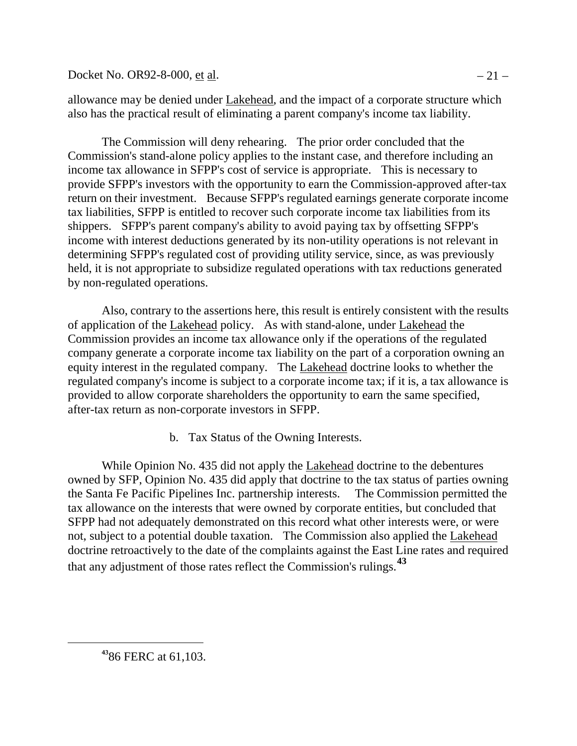allowance may be denied under Lakehead, and the impact of a corporate structure which also has the practical result of eliminating a parent company's income tax liability.

The Commission will deny rehearing. The prior order concluded that the Commission's stand-alone policy applies to the instant case, and therefore including an income tax allowance in SFPP's cost of service is appropriate. This is necessary to provide SFPP's investors with the opportunity to earn the Commission-approved after-tax return on their investment. Because SFPP's regulated earnings generate corporate income tax liabilities, SFPP is entitled to recover such corporate income tax liabilities from its shippers. SFPP's parent company's ability to avoid paying tax by offsetting SFPP's income with interest deductions generated by its non-utility operations is not relevant in determining SFPP's regulated cost of providing utility service, since, as was previously held, it is not appropriate to subsidize regulated operations with tax reductions generated by non-regulated operations.

Also, contrary to the assertions here, this result is entirely consistent with the results of application of the Lakehead policy. As with stand-alone, under Lakehead the Commission provides an income tax allowance only if the operations of the regulated company generate a corporate income tax liability on the part of a corporation owning an equity interest in the regulated company. The Lakehead doctrine looks to whether the regulated company's income is subject to a corporate income tax; if it is, a tax allowance is provided to allow corporate shareholders the opportunity to earn the same specified, after-tax return as non-corporate investors in SFPP.

b. Tax Status of the Owning Interests.

While Opinion No. 435 did not apply the Lakehead doctrine to the debentures owned by SFP, Opinion No. 435 did apply that doctrine to the tax status of parties owning the Santa Fe Pacific Pipelines Inc. partnership interests. The Commission permitted the tax allowance on the interests that were owned by corporate entities, but concluded that SFPP had not adequately demonstrated on this record what other interests were, or were not, subject to a potential double taxation. The Commission also applied the Lakehead doctrine retroactively to the date of the complaints against the East Line rates and required that any adjustment of those rates reflect the Commission's rulings.[43]

[43] 86 FERC at 61,103.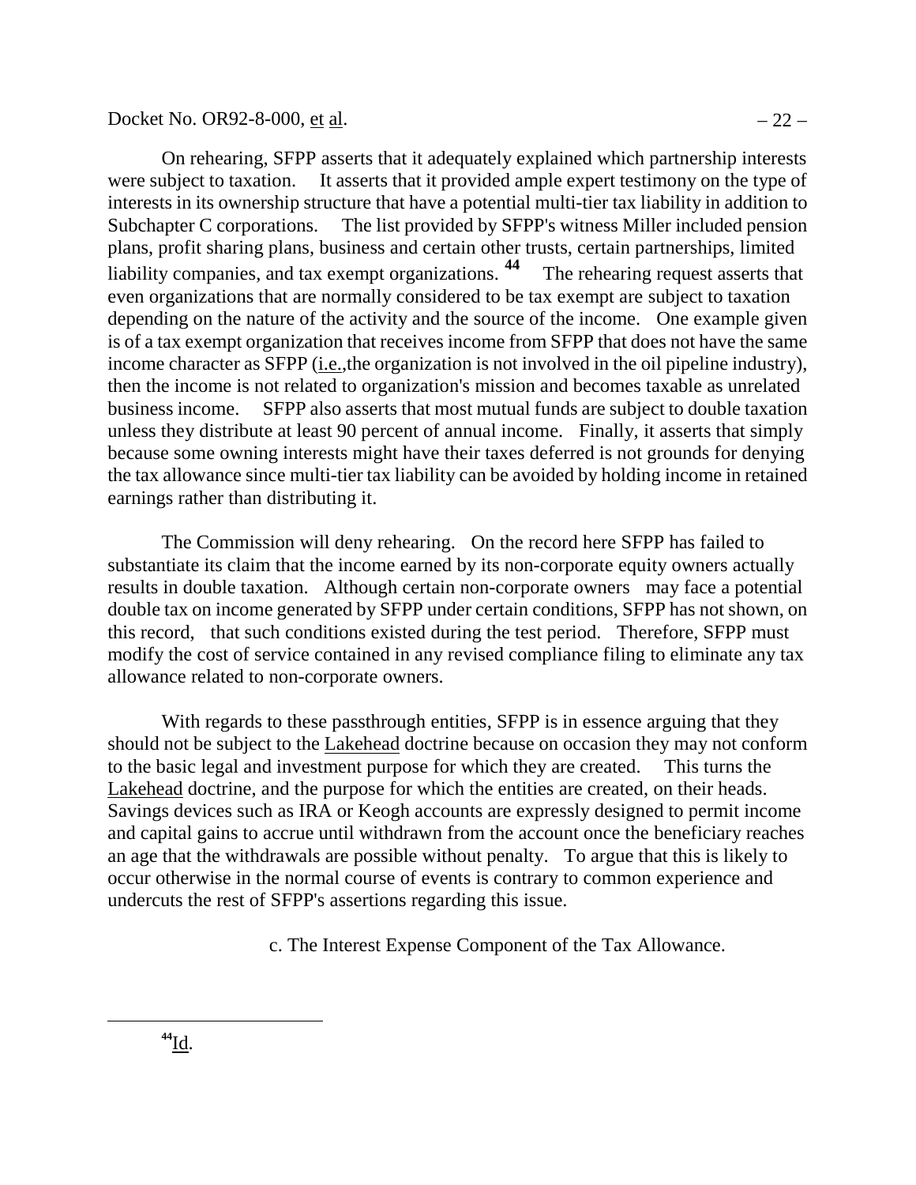On rehearing, SFPP asserts that it adequately explained which partnership interests were subject to taxation. It asserts that it provided ample expert testimony on the type of interests in its ownership structure that have a potential multi-tier tax liability in addition to Subchapter C corporations. The list provided by SFPP's witness Miller included pension plans, profit sharing plans, business and certain other trusts, certain partnerships, limited liability companies, and tax exempt organizations.[44] The rehearing request asserts that even organizations that are normally considered to be tax exempt are subject to taxation depending on the nature of the activity and the source of the income. One example given is of a tax exempt organization that receives income from SFPP that does not have the same income character as SFPP (i.e.,the organization is not involved in the oil pipeline industry), then the income is not related to organization's mission and becomes taxable as unrelated business income. SFPP also asserts that most mutual funds are subject to double taxation unless they distribute at least 90 percent of annual income. Finally, it asserts that simply because some owning interests might have their taxes deferred is not grounds for denying the tax allowance since multi-tier tax liability can be avoided by holding income in retained earnings rather than distributing it.

The Commission will deny rehearing. On the record here SFPP has failed to substantiate its claim that the income earned by its non-corporate equity owners actually results in double taxation. Although certain non-corporate owners may face a potential double tax on income generated by SFPP under certain conditions, SFPP has not shown, on this record, that such conditions existed during the test period. Therefore, SFPP must modify the cost of service contained in any revised compliance filing to eliminate any tax allowance related to non-corporate owners.

With regards to these passthrough entities, SFPP is in essence arguing that they should not be subject to the Lakehead doctrine because on occasion they may not conform to the basic legal and investment purpose for which they are created. This turns the Lakehead doctrine, and the purpose for which the entities are created, on their heads. Savings devices such as IRA or Keogh accounts are expressly designed to permit income and capital gains to accrue until withdrawn from the account once the beneficiary reaches an age that the withdrawals are possible without penalty. To argue that this is likely to occur otherwise in the normal course of events is contrary to common experience and undercuts the rest of SFPP's assertions regarding this issue.

c. The Interest Expense Component of the Tax Allowance.

[44] Id.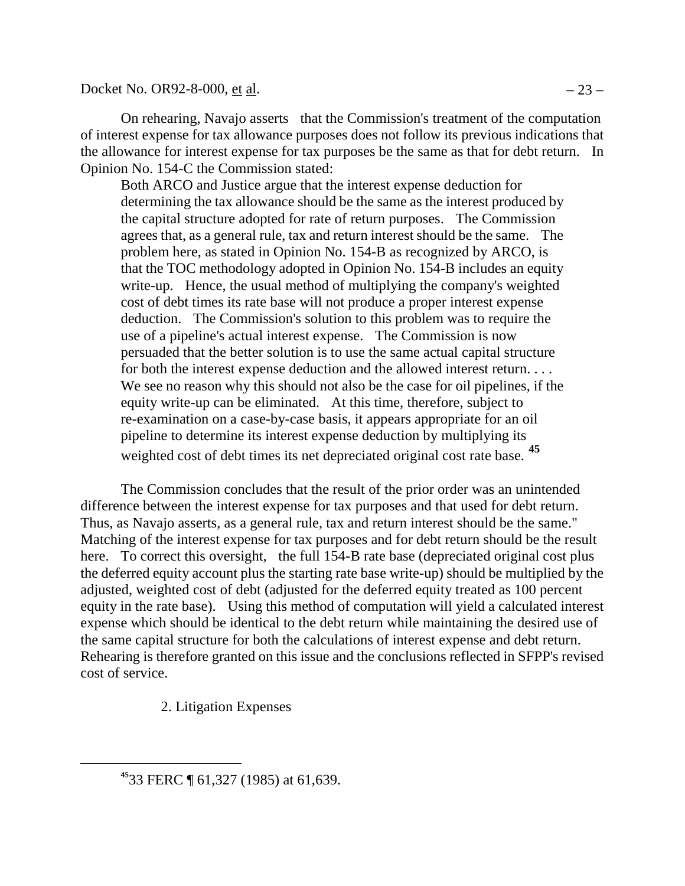On rehearing, Navajo asserts that the Commission's treatment of the computation of interest expense for tax allowance purposes does not follow its previous indications that the allowance for interest expense for tax purposes be the same as that for debt return. In Opinion No. 154-C the Commission stated:

> Both ARCO and Justice argue that the interest expense deduction for determining the tax allowance should be the same as the interest produced by the capital structure adopted for rate of return purposes. The Commission agrees that, as a general rule, tax and return interest should be the same. The problem here, as stated in Opinion No. 154-B as recognized by ARCO, is that the TOC methodology adopted in Opinion No. 154-B includes an equity write-up. Hence, the usual method of multiplying the company's weighted cost of debt times its rate base will not produce a proper interest expense deduction. The Commission's solution to this problem was to require the use of a pipeline's actual interest expense. The Commission is now persuaded that the better solution is to use the same actual capital structure for both the interest expense deduction and the allowed interest return. . . . We see no reason why this should not also be the case for oil pipelines, if the equity write-up can be eliminated. At this time, therefore, subject to re-examination on a case-by-case basis, it appears appropriate for an oil pipeline to determine its interest expense deduction by multiplying its weighted cost of debt times its net depreciated original cost rate base. [45]

The Commission concludes that the result of the prior order was an unintended difference between the interest expense for tax purposes and that used for debt return. Thus, as Navajo asserts, as a general rule, tax and return interest should be the same." Matching of the interest expense for tax purposes and for debt return should be the result here. To correct this oversight, the full 154-B rate base (depreciated original cost plus the deferred equity account plus the starting rate base write-up) should be multiplied by the adjusted, weighted cost of debt (adjusted for the deferred equity treated as 100 percent equity in the rate base). Using this method of computation will yield a calculated interest expense which should be identical to the debt return while maintaining the desired use of the same capital structure for both the calculations of interest expense and debt return. Rehearing is therefore granted on this issue and the conclusions reflected in SFPP's revised cost of service.

2. Litigation Expenses

---

[45] 33 FERC ¶ 61,327 (1985) at 61,639.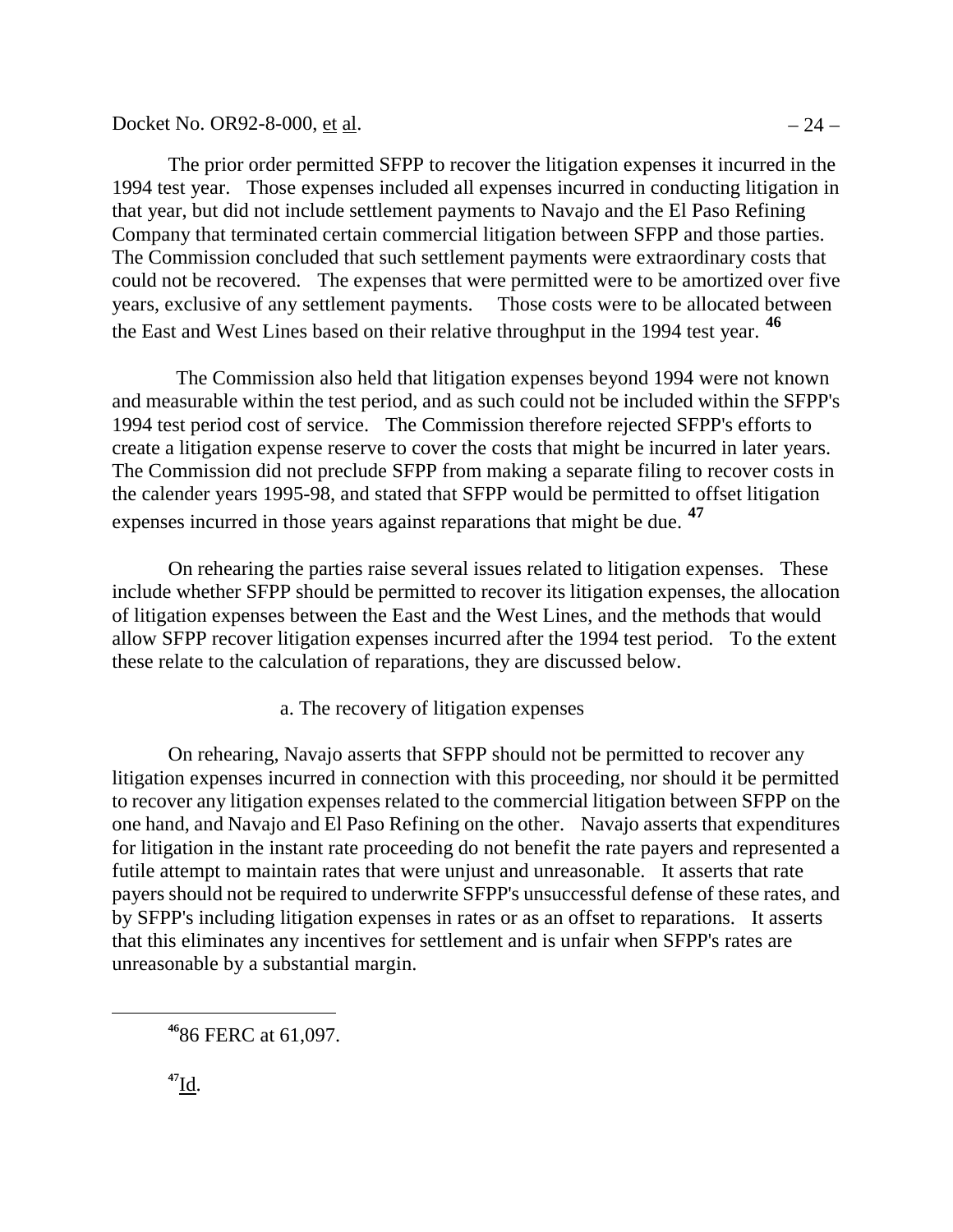The prior order permitted SFPP to recover the litigation expenses it incurred in the 1994 test year. Those expenses included all expenses incurred in conducting litigation in that year, but did not include settlement payments to Navajo and the El Paso Refining Company that terminated certain commercial litigation between SFPP and those parties. The Commission concluded that such settlement payments were extraordinary costs that could not be recovered. The expenses that were permitted were to be amortized over five years, exclusive of any settlement payments. Those costs were to be allocated between the East and West Lines based on their relative throughput in the 1994 test year. [46]

The Commission also held that litigation expenses beyond 1994 were not known and measurable within the test period, and as such could not be included within the SFPP's 1994 test period cost of service. The Commission therefore rejected SFPP's efforts to create a litigation expense reserve to cover the costs that might be incurred in later years. The Commission did not preclude SFPP from making a separate filing to recover costs in the calender years 1995-98, and stated that SFPP would be permitted to offset litigation expenses incurred in those years against reparations that might be due. [47]

On rehearing the parties raise several issues related to litigation expenses. These include whether SFPP should be permitted to recover its litigation expenses, the allocation of litigation expenses between the East and the West Lines, and the methods that would allow SFPP recover litigation expenses incurred after the 1994 test period. To the extent these relate to the calculation of reparations, they are discussed below.

a. The recovery of litigation expenses

On rehearing, Navajo asserts that SFPP should not be permitted to recover any litigation expenses incurred in connection with this proceeding, nor should it be permitted to recover any litigation expenses related to the commercial litigation between SFPP on the one hand, and Navajo and El Paso Refining on the other. Navajo asserts that expenditures for litigation in the instant rate proceeding do not benefit the rate payers and represented a futile attempt to maintain rates that were unjust and unreasonable. It asserts that rate payers should not be required to underwrite SFPP's unsuccessful defense of these rates, and by SFPP's including litigation expenses in rates or as an offset to reparations. It asserts that this eliminates any incentives for settlement and is unfair when SFPP's rates are unreasonable by a substantial margin.

---

[46] 86 FERC at 61,097.

[47] Id.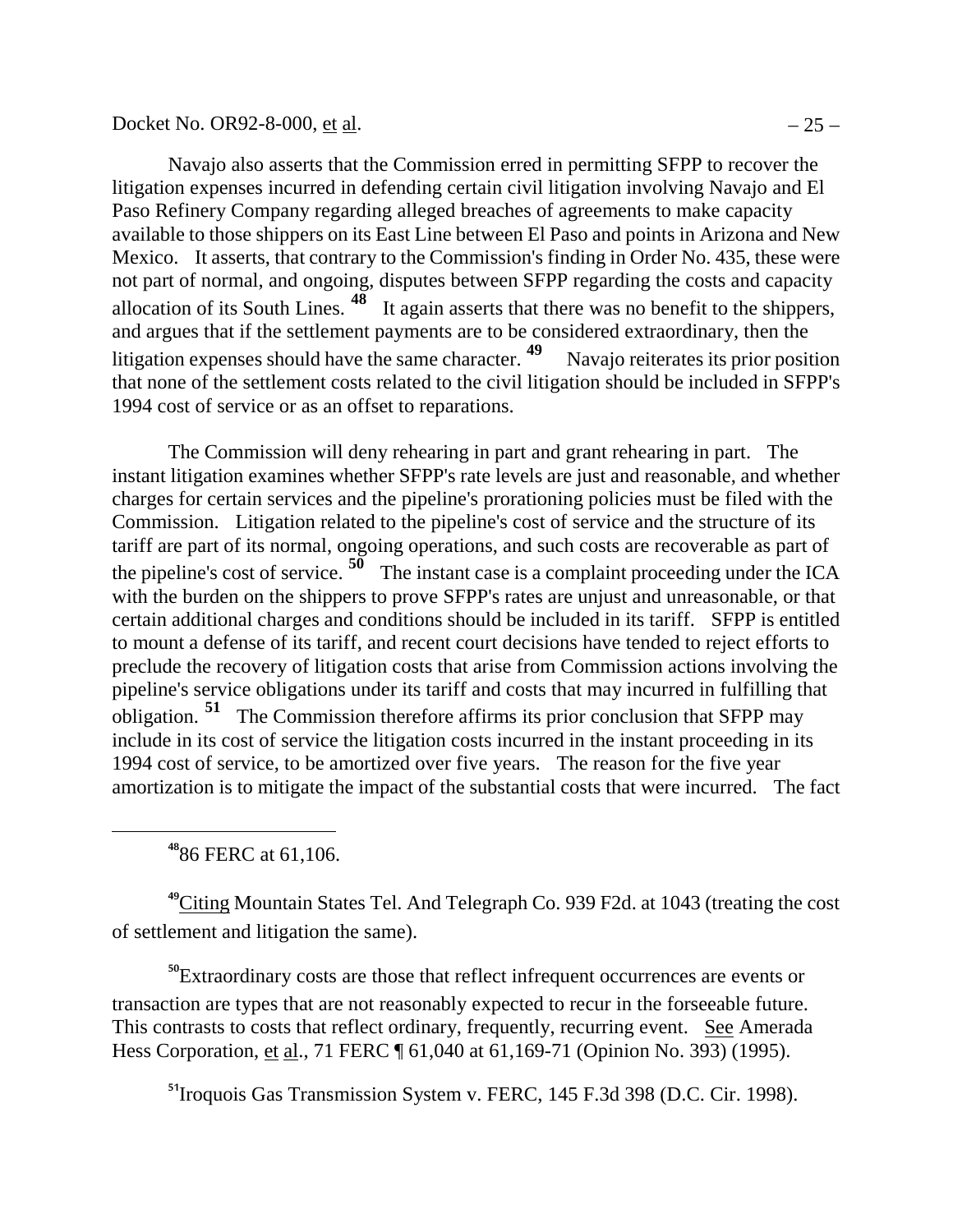Navajo also asserts that the Commission erred in permitting SFPP to recover the litigation expenses incurred in defending certain civil litigation involving Navajo and El Paso Refinery Company regarding alleged breaches of agreements to make capacity available to those shippers on its East Line between El Paso and points in Arizona and New Mexico. It asserts, that contrary to the Commission's finding in Order No. 435, these were not part of normal, and ongoing, disputes between SFPP regarding the costs and capacity allocation of its South Lines. [48] It again asserts that there was no benefit to the shippers, and argues that if the settlement payments are to be considered extraordinary, then the litigation expenses should have the same character. [49] Navajo reiterates its prior position that none of the settlement costs related to the civil litigation should be included in SFPP's 1994 cost of service or as an offset to reparations.

The Commission will deny rehearing in part and grant rehearing in part. The instant litigation examines whether SFPP's rate levels are just and reasonable, and whether charges for certain services and the pipeline's prorationing policies must be filed with the Commission. Litigation related to the pipeline's cost of service and the structure of its tariff are part of its normal, ongoing operations, and such costs are recoverable as part of the pipeline's cost of service. [50] The instant case is a complaint proceeding under the ICA with the burden on the shippers to prove SFPP's rates are unjust and unreasonable, or that certain additional charges and conditions should be included in its tariff. SFPP is entitled to mount a defense of its tariff, and recent court decisions have tended to reject efforts to preclude the recovery of litigation costs that arise from Commission actions involving the pipeline's service obligations under its tariff and costs that may incurred in fulfilling that obligation. [51] The Commission therefore affirms its prior conclusion that SFPP may include in its cost of service the litigation costs incurred in the instant proceeding in its 1994 cost of service, to be amortized over five years. The reason for the five year amortization is to mitigate the impact of the substantial costs that were incurred. The fact

---

[48] 86 FERC at 61,106.

[49] Citing Mountain States Tel. And Telegraph Co. 939 F2d. at 1043 (treating the cost of settlement and litigation the same).

[50] Extraordinary costs are those that reflect infrequent occurrences are events or transaction are types that are not reasonably expected to recur in the forseeable future. This contrasts to costs that reflect ordinary, frequently, recurring event. See Amerada Hess Corporation, et al., 71 FERC ¶ 61,040 at 61,169-71 (Opinion No. 393) (1995).

[51] Iroquois Gas Transmission System v. FERC, 145 F.3d 398 (D.C. Cir. 1998).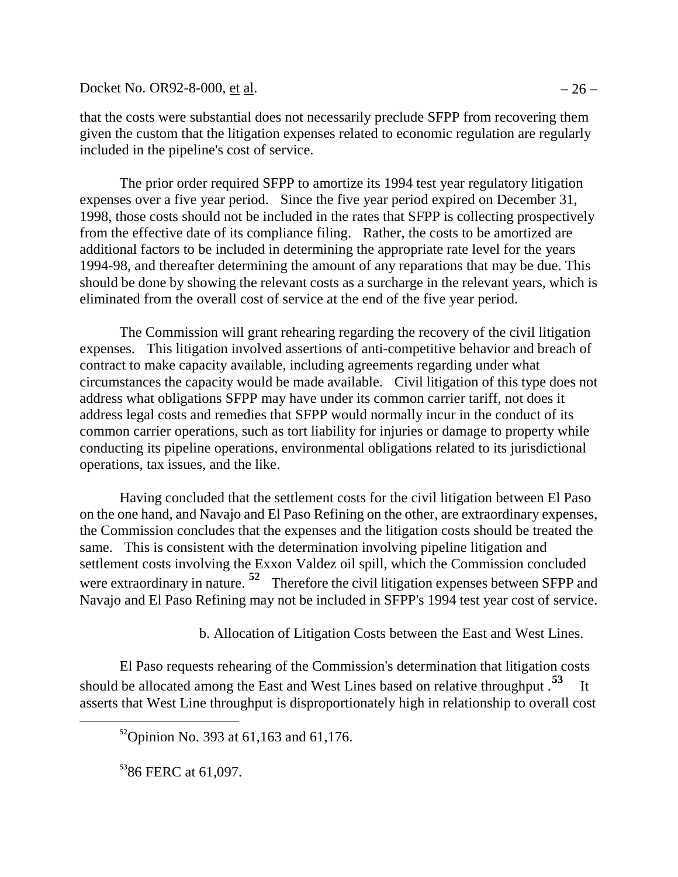that the costs were substantial does not necessarily preclude SFPP from recovering them given the custom that the litigation expenses related to economic regulation are regularly included in the pipeline's cost of service.

The prior order required SFPP to amortize its 1994 test year regulatory litigation expenses over a five year period. Since the five year period expired on December 31, 1998, those costs should not be included in the rates that SFPP is collecting prospectively from the effective date of its compliance filing. Rather, the costs to be amortized are additional factors to be included in determining the appropriate rate level for the years 1994-98, and thereafter determining the amount of any reparations that may be due. This should be done by showing the relevant costs as a surcharge in the relevant years, which is eliminated from the overall cost of service at the end of the five year period.

The Commission will grant rehearing regarding the recovery of the civil litigation expenses. This litigation involved assertions of anti-competitive behavior and breach of contract to make capacity available, including agreements regarding under what circumstances the capacity would be made available. Civil litigation of this type does not address what obligations SFPP may have under its common carrier tariff, not does it address legal costs and remedies that SFPP would normally incur in the conduct of its common carrier operations, such as tort liability for injuries or damage to property while conducting its pipeline operations, environmental obligations related to its jurisdictional operations, tax issues, and the like.

Having concluded that the settlement costs for the civil litigation between El Paso on the one hand, and Navajo and El Paso Refining on the other, are extraordinary expenses, the Commission concludes that the expenses and the litigation costs should be treated the same. This is consistent with the determination involving pipeline litigation and settlement costs involving the Exxon Valdez oil spill, which the Commission concluded were extraordinary in nature. [52] Therefore the civil litigation expenses between SFPP and Navajo and El Paso Refining may not be included in SFPP's 1994 test year cost of service.

b. Allocation of Litigation Costs between the East and West Lines.

El Paso requests rehearing of the Commission's determination that litigation costs should be allocated among the East and West Lines based on relative throughput. [53] It asserts that West Line throughput is disproportionately high in relationship to overall cost

---

[52] Opinion No. 393 at 61,163 and 61,176.

[53] 86 FERC at 61,097.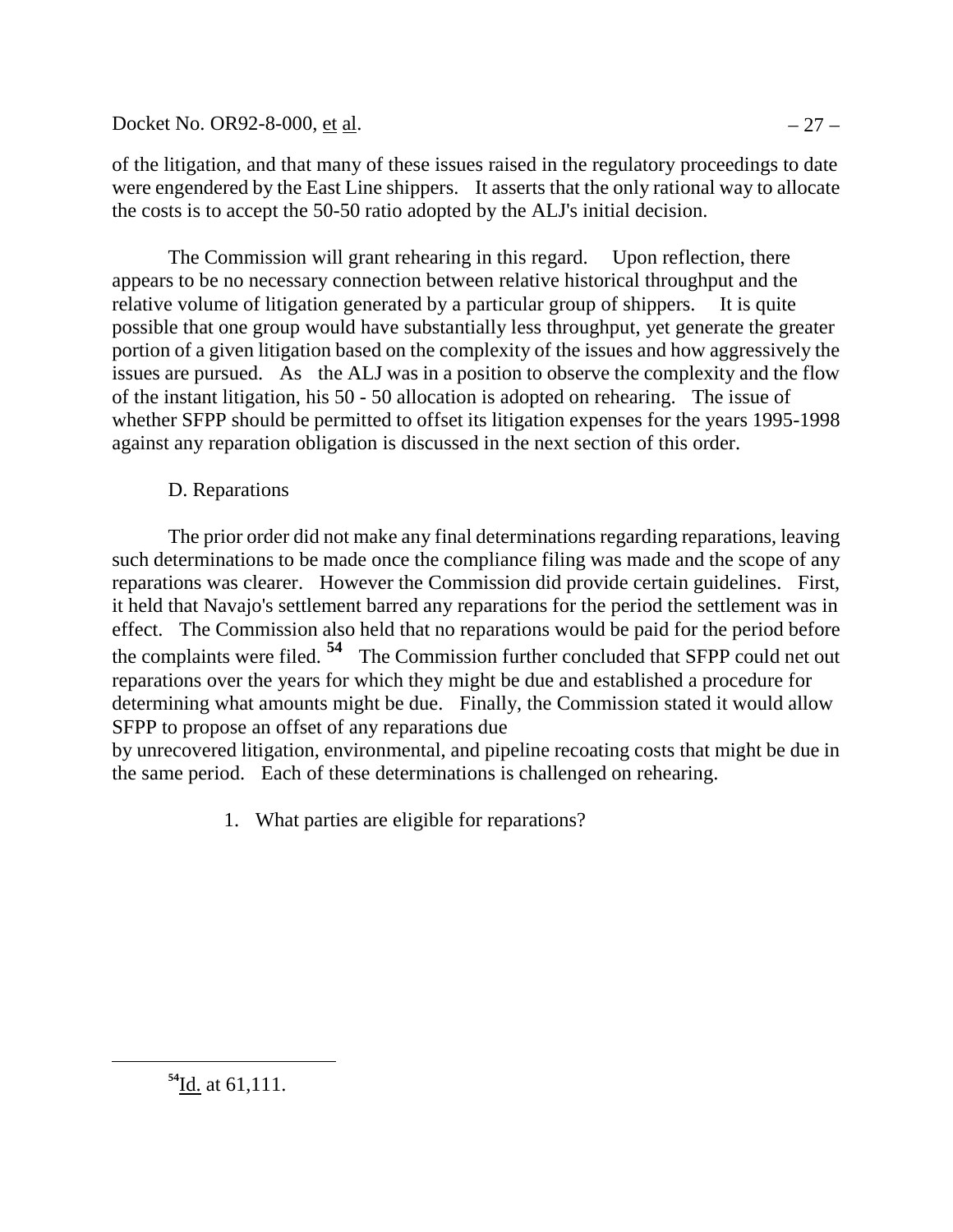of the litigation, and that many of these issues raised in the regulatory proceedings to date were engendered by the East Line shippers. It asserts that the only rational way to allocate the costs is to accept the 50-50 ratio adopted by the ALJ's initial decision.

The Commission will grant rehearing in this regard. Upon reflection, there appears to be no necessary connection between relative historical throughput and the relative volume of litigation generated by a particular group of shippers. It is quite possible that one group would have substantially less throughput, yet generate the greater portion of a given litigation based on the complexity of the issues and how aggressively the issues are pursued. As the ALJ was in a position to observe the complexity and the flow of the instant litigation, his 50 - 50 allocation is adopted on rehearing. The issue of whether SFPP should be permitted to offset its litigation expenses for the years 1995-1998 against any reparation obligation is discussed in the next section of this order.

D. Reparations

The prior order did not make any final determinations regarding reparations, leaving such determinations to be made once the compliance filing was made and the scope of any reparations was clearer. However the Commission did provide certain guidelines. First, it held that Navajo's settlement barred any reparations for the period the settlement was in effect. The Commission also held that no reparations would be paid for the period before the complaints were filed.[54] The Commission further concluded that SFPP could net out reparations over the years for which they might be due and established a procedure for determining what amounts might be due. Finally, the Commission stated it would allow SFPP to propose an offset of any reparations due by unrecovered litigation, environmental, and pipeline recoating costs that might be due in the same period. Each of these determinations is challenged on rehearing.

1. What parties are eligible for reparations?

[54] Id. at 61,111.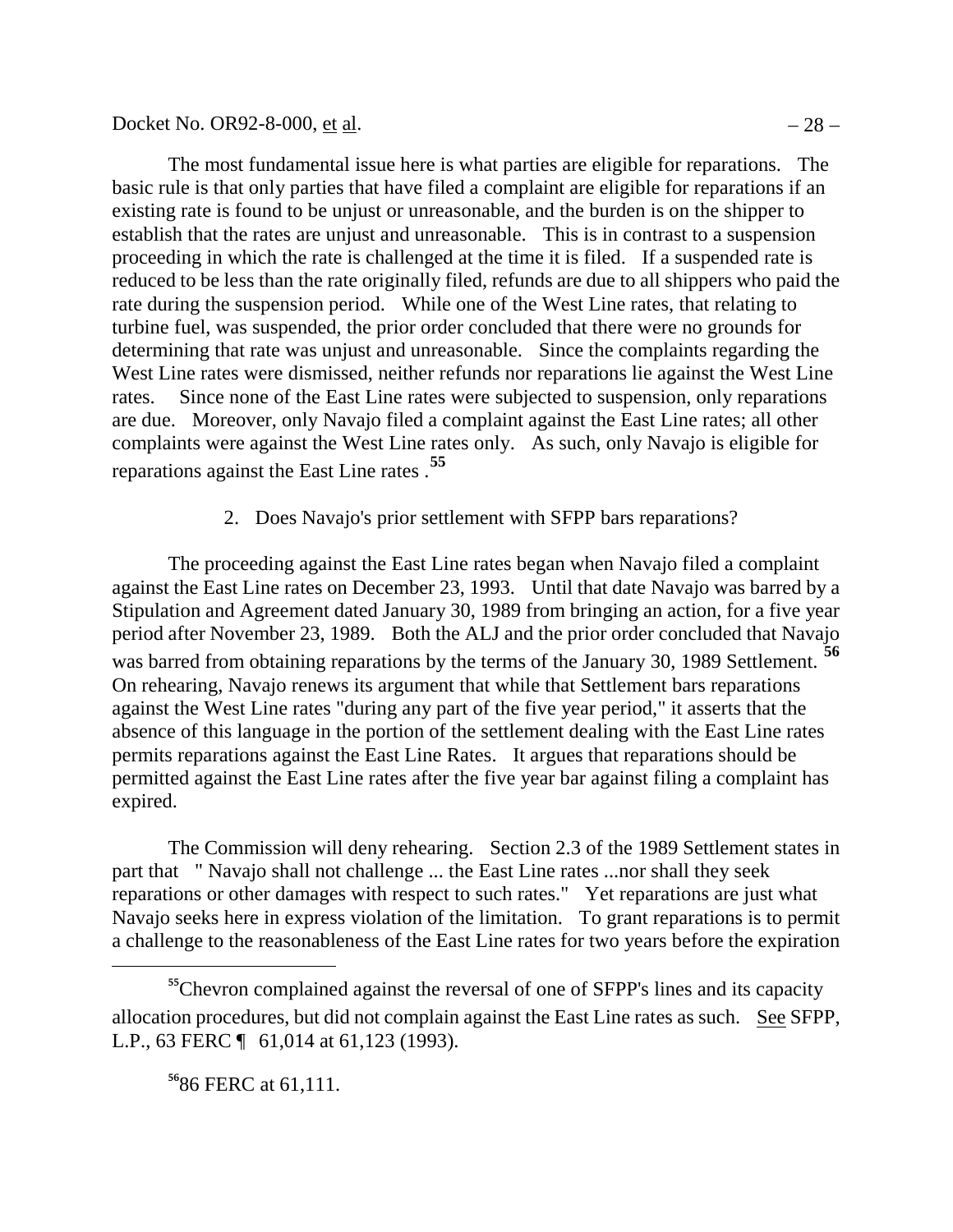The most fundamental issue here is what parties are eligible for reparations. The basic rule is that only parties that have filed a complaint are eligible for reparations if an existing rate is found to be unjust or unreasonable, and the burden is on the shipper to establish that the rates are unjust and unreasonable. This is in contrast to a suspension proceeding in which the rate is challenged at the time it is filed. If a suspended rate is reduced to be less than the rate originally filed, refunds are due to all shippers who paid the rate during the suspension period. While one of the West Line rates, that relating to turbine fuel, was suspended, the prior order concluded that there were no grounds for determining that rate was unjust and unreasonable. Since the complaints regarding the West Line rates were dismissed, neither refunds nor reparations lie against the West Line rates. Since none of the East Line rates were subjected to suspension, only reparations are due. Moreover, only Navajo filed a complaint against the East Line rates; all other complaints were against the West Line rates only. As such, only Navajo is eligible for reparations against the East Line rates .[55]

2. Does Navajo's prior settlement with SFPP bars reparations?

The proceeding against the East Line rates began when Navajo filed a complaint against the East Line rates on December 23, 1993. Until that date Navajo was barred by a Stipulation and Agreement dated January 30, 1989 from bringing an action, for a five year period after November 23, 1989. Both the ALJ and the prior order concluded that Navajo was barred from obtaining reparations by the terms of the January 30, 1989 Settlement.[56] On rehearing, Navajo renews its argument that while that Settlement bars reparations against the West Line rates "during any part of the five year period," it asserts that the absence of this language in the portion of the settlement dealing with the East Line rates permits reparations against the East Line Rates. It argues that reparations should be permitted against the East Line rates after the five year bar against filing a complaint has expired.

The Commission will deny rehearing. Section 2.3 of the 1989 Settlement states in part that " Navajo shall not challenge ... the East Line rates ...nor shall they seek reparations or other damages with respect to such rates." Yet reparations are just what Navajo seeks here in express violation of the limitation. To grant reparations is to permit a challenge to the reasonableness of the East Line rates for two years before the expiration

---

[55] Chevron complained against the reversal of one of SFPP's lines and its capacity allocation procedures, but did not complain against the East Line rates as such. See SFPP, L.P., 63 FERC ¶ 61,014 at 61,123 (1993).

[56] 86 FERC at 61,111.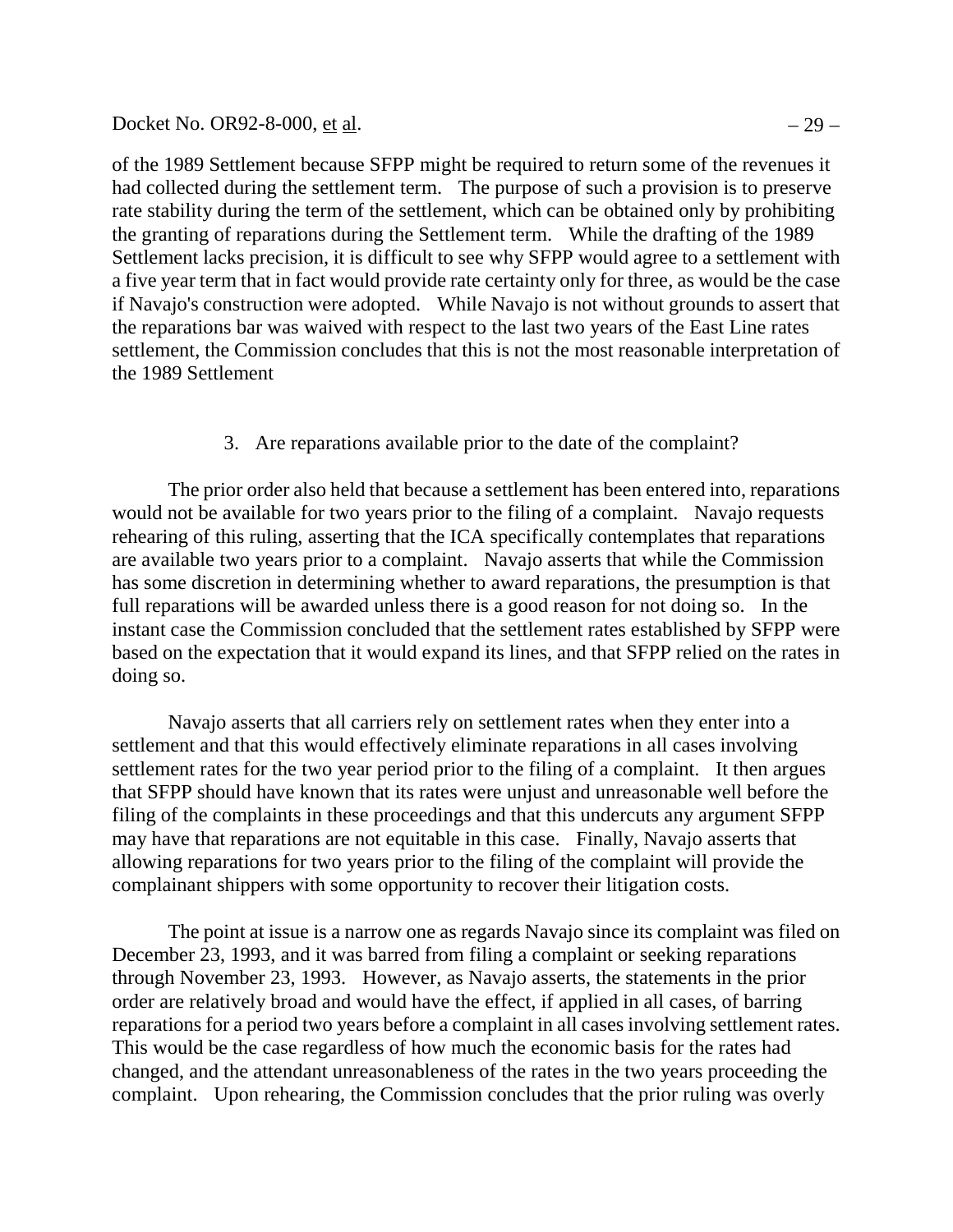of the 1989 Settlement because SFPP might be required to return some of the revenues it had collected during the settlement term. The purpose of such a provision is to preserve rate stability during the term of the settlement, which can be obtained only by prohibiting the granting of reparations during the Settlement term. While the drafting of the 1989 Settlement lacks precision, it is difficult to see why SFPP would agree to a settlement with a five year term that in fact would provide rate certainty only for three, as would be the case if Navajo's construction were adopted. While Navajo is not without grounds to assert that the reparations bar was waived with respect to the last two years of the East Line rates settlement, the Commission concludes that this is not the most reasonable interpretation of the 1989 Settlement

### 3. Are reparations available prior to the date of the complaint?

The prior order also held that because a settlement has been entered into, reparations would not be available for two years prior to the filing of a complaint. Navajo requests rehearing of this ruling, asserting that the ICA specifically contemplates that reparations are available two years prior to a complaint. Navajo asserts that while the Commission has some discretion in determining whether to award reparations, the presumption is that full reparations will be awarded unless there is a good reason for not doing so. In the instant case the Commission concluded that the settlement rates established by SFPP were based on the expectation that it would expand its lines, and that SFPP relied on the rates in doing so.

Navajo asserts that all carriers rely on settlement rates when they enter into a settlement and that this would effectively eliminate reparations in all cases involving settlement rates for the two year period prior to the filing of a complaint. It then argues that SFPP should have known that its rates were unjust and unreasonable well before the filing of the complaints in these proceedings and that this undercuts any argument SFPP may have that reparations are not equitable in this case. Finally, Navajo asserts that allowing reparations for two years prior to the filing of the complaint will provide the complainant shippers with some opportunity to recover their litigation costs.

The point at issue is a narrow one as regards Navajo since its complaint was filed on December 23, 1993, and it was barred from filing a complaint or seeking reparations through November 23, 1993. However, as Navajo asserts, the statements in the prior order are relatively broad and would have the effect, if applied in all cases, of barring reparations for a period two years before a complaint in all cases involving settlement rates. This would be the case regardless of how much the economic basis for the rates had changed, and the attendant unreasonableness of the rates in the two years proceeding the complaint. Upon rehearing, the Commission concludes that the prior ruling was overly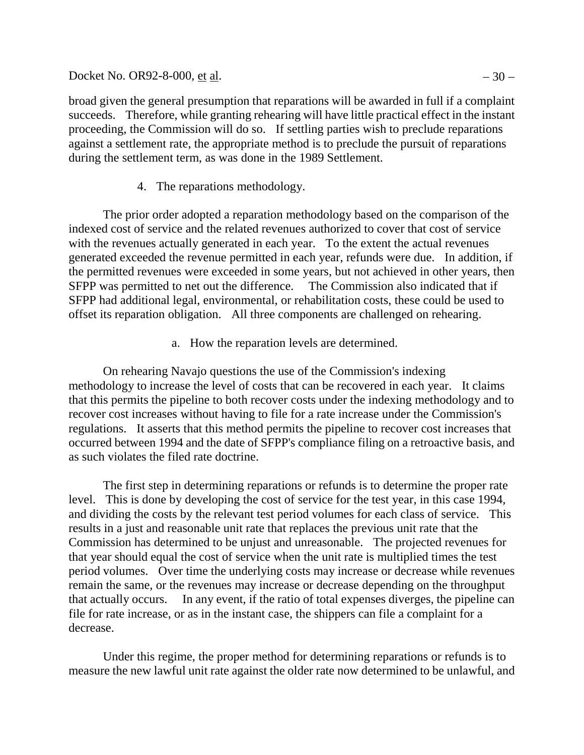broad given the general presumption that reparations will be awarded in full if a complaint succeeds. Therefore, while granting rehearing will have little practical effect in the instant proceeding, the Commission will do so. If settling parties wish to preclude reparations against a settlement rate, the appropriate method is to preclude the pursuit of reparations during the settlement term, as was done in the 1989 Settlement.

4. The reparations methodology.

The prior order adopted a reparation methodology based on the comparison of the indexed cost of service and the related revenues authorized to cover that cost of service with the revenues actually generated in each year. To the extent the actual revenues generated exceeded the revenue permitted in each year, refunds were due. In addition, if the permitted revenues were exceeded in some years, but not achieved in other years, then SFPP was permitted to net out the difference. The Commission also indicated that if SFPP had additional legal, environmental, or rehabilitation costs, these could be used to offset its reparation obligation. All three components are challenged on rehearing.

a. How the reparation levels are determined.

On rehearing Navajo questions the use of the Commission's indexing methodology to increase the level of costs that can be recovered in each year. It claims that this permits the pipeline to both recover costs under the indexing methodology and to recover cost increases without having to file for a rate increase under the Commission's regulations. It asserts that this method permits the pipeline to recover cost increases that occurred between 1994 and the date of SFPP's compliance filing on a retroactive basis, and as such violates the filed rate doctrine.

The first step in determining reparations or refunds is to determine the proper rate level. This is done by developing the cost of service for the test year, in this case 1994, and dividing the costs by the relevant test period volumes for each class of service. This results in a just and reasonable unit rate that replaces the previous unit rate that the Commission has determined to be unjust and unreasonable. The projected revenues for that year should equal the cost of service when the unit rate is multiplied times the test period volumes. Over time the underlying costs may increase or decrease while revenues remain the same, or the revenues may increase or decrease depending on the throughput that actually occurs. In any event, if the ratio of total expenses diverges, the pipeline can file for rate increase, or as in the instant case, the shippers can file a complaint for a decrease.

Under this regime, the proper method for determining reparations or refunds is to measure the new lawful unit rate against the older rate now determined to be unlawful, and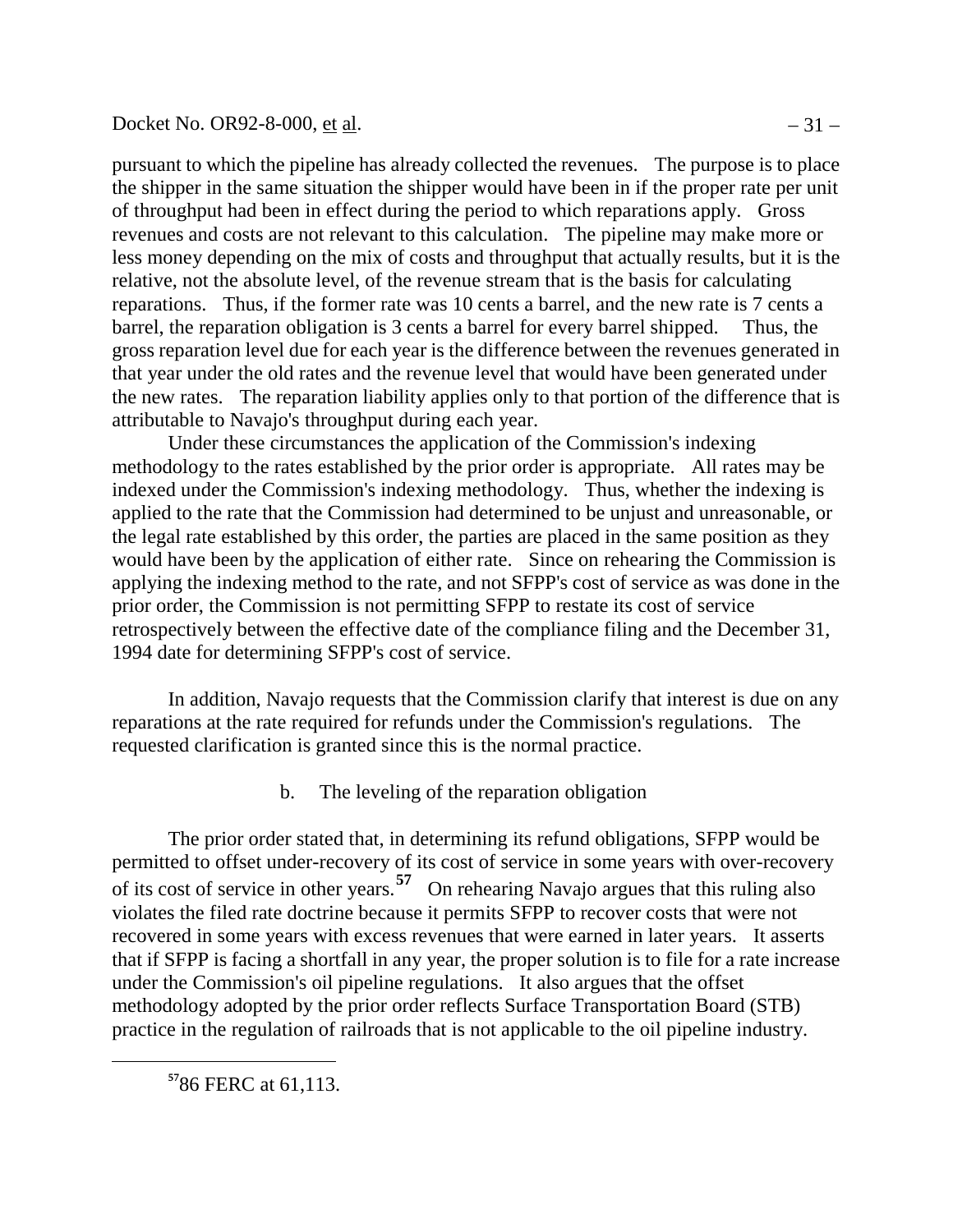pursuant to which the pipeline has already collected the revenues. The purpose is to place the shipper in the same situation the shipper would have been in if the proper rate per unit of throughput had been in effect during the period to which reparations apply. Gross revenues and costs are not relevant to this calculation. The pipeline may make more or less money depending on the mix of costs and throughput that actually results, but it is the relative, not the absolute level, of the revenue stream that is the basis for calculating reparations. Thus, if the former rate was 10 cents a barrel, and the new rate is 7 cents a barrel, the reparation obligation is 3 cents a barrel for every barrel shipped. Thus, the gross reparation level due for each year is the difference between the revenues generated in that year under the old rates and the revenue level that would have been generated under the new rates. The reparation liability applies only to that portion of the difference that is attributable to Navajo's throughput during each year.

Under these circumstances the application of the Commission's indexing methodology to the rates established by the prior order is appropriate. All rates may be indexed under the Commission's indexing methodology. Thus, whether the indexing is applied to the rate that the Commission had determined to be unjust and unreasonable, or the legal rate established by this order, the parties are placed in the same position as they would have been by the application of either rate. Since on rehearing the Commission is applying the indexing method to the rate, and not SFPP's cost of service as was done in the prior order, the Commission is not permitting SFPP to restate its cost of service retrospectively between the effective date of the compliance filing and the December 31, 1994 date for determining SFPP's cost of service.

In addition, Navajo requests that the Commission clarify that interest is due on any reparations at the rate required for refunds under the Commission's regulations. The requested clarification is granted since this is the normal practice.

b. The leveling of the reparation obligation

The prior order stated that, in determining its refund obligations, SFPP would be permitted to offset under-recovery of its cost of service in some years with over-recovery of its cost of service in other years.[57] On rehearing Navajo argues that this ruling also violates the filed rate doctrine because it permits SFPP to recover costs that were not recovered in some years with excess revenues that were earned in later years. It asserts that if SFPP is facing a shortfall in any year, the proper solution is to file for a rate increase under the Commission's oil pipeline regulations. It also argues that the offset methodology adopted by the prior order reflects Surface Transportation Board (STB) practice in the regulation of railroads that is not applicable to the oil pipeline industry.

[57] 86 FERC at 61,113.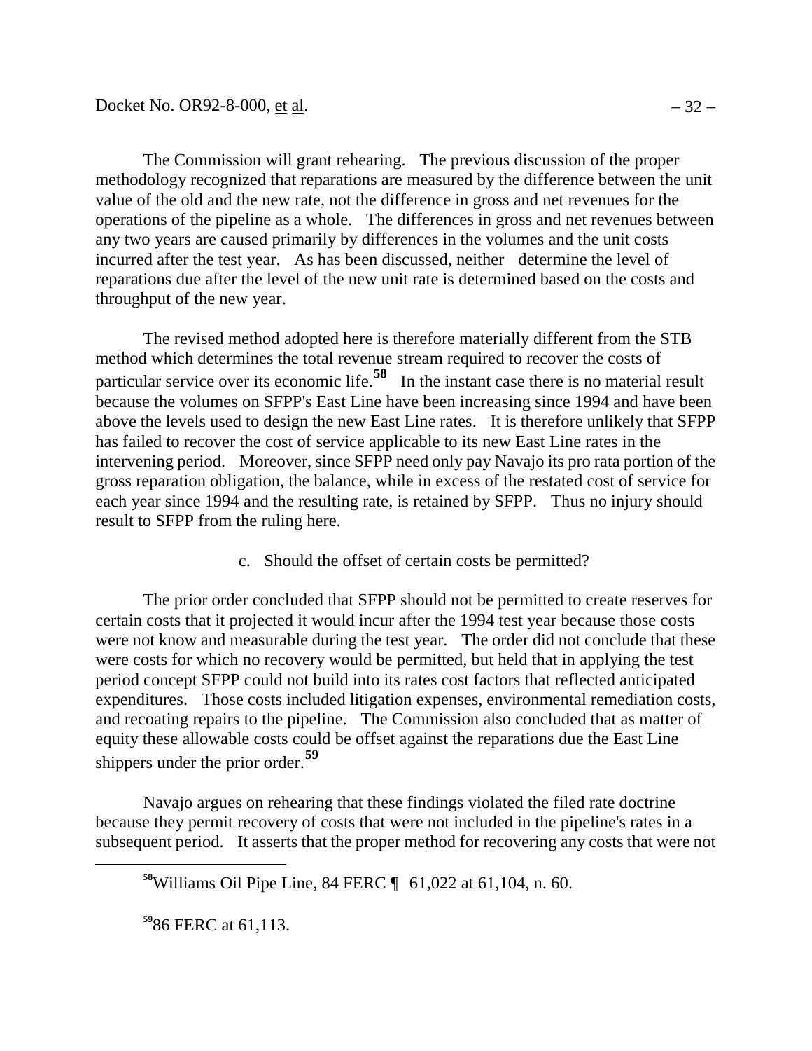The Commission will grant rehearing. The previous discussion of the proper methodology recognized that reparations are measured by the difference between the unit value of the old and the new rate, not the difference in gross and net revenues for the operations of the pipeline as a whole. The differences in gross and net revenues between any two years are caused primarily by differences in the volumes and the unit costs incurred after the test year. As has been discussed, neither determine the level of reparations due after the level of the new unit rate is determined based on the costs and throughput of the new year.

The revised method adopted here is therefore materially different from the STB method which determines the total revenue stream required to recover the costs of particular service over its economic life.[58] In the instant case there is no material result because the volumes on SFPP's East Line have been increasing since 1994 and have been above the levels used to design the new East Line rates. It is therefore unlikely that SFPP has failed to recover the cost of service applicable to its new East Line rates in the intervening period. Moreover, since SFPP need only pay Navajo its pro rata portion of the gross reparation obligation, the balance, while in excess of the restated cost of service for each year since 1994 and the resulting rate, is retained by SFPP. Thus no injury should result to SFPP from the ruling here.

c. Should the offset of certain costs be permitted?

The prior order concluded that SFPP should not be permitted to create reserves for certain costs that it projected it would incur after the 1994 test year because those costs were not know and measurable during the test year. The order did not conclude that these were costs for which no recovery would be permitted, but held that in applying the test period concept SFPP could not build into its rates cost factors that reflected anticipated expenditures. Those costs included litigation expenses, environmental remediation costs, and recoating repairs to the pipeline. The Commission also concluded that as matter of equity these allowable costs could be offset against the reparations due the East Line shippers under the prior order.[59]

Navajo argues on rehearing that these findings violated the filed rate doctrine because they permit recovery of costs that were not included in the pipeline's rates in a subsequent period. It asserts that the proper method for recovering any costs that were not

[58] Williams Oil Pipe Line, 84 FERC ¶ 61,022 at 61,104, n. 60.

[59] 86 FERC at 61,113.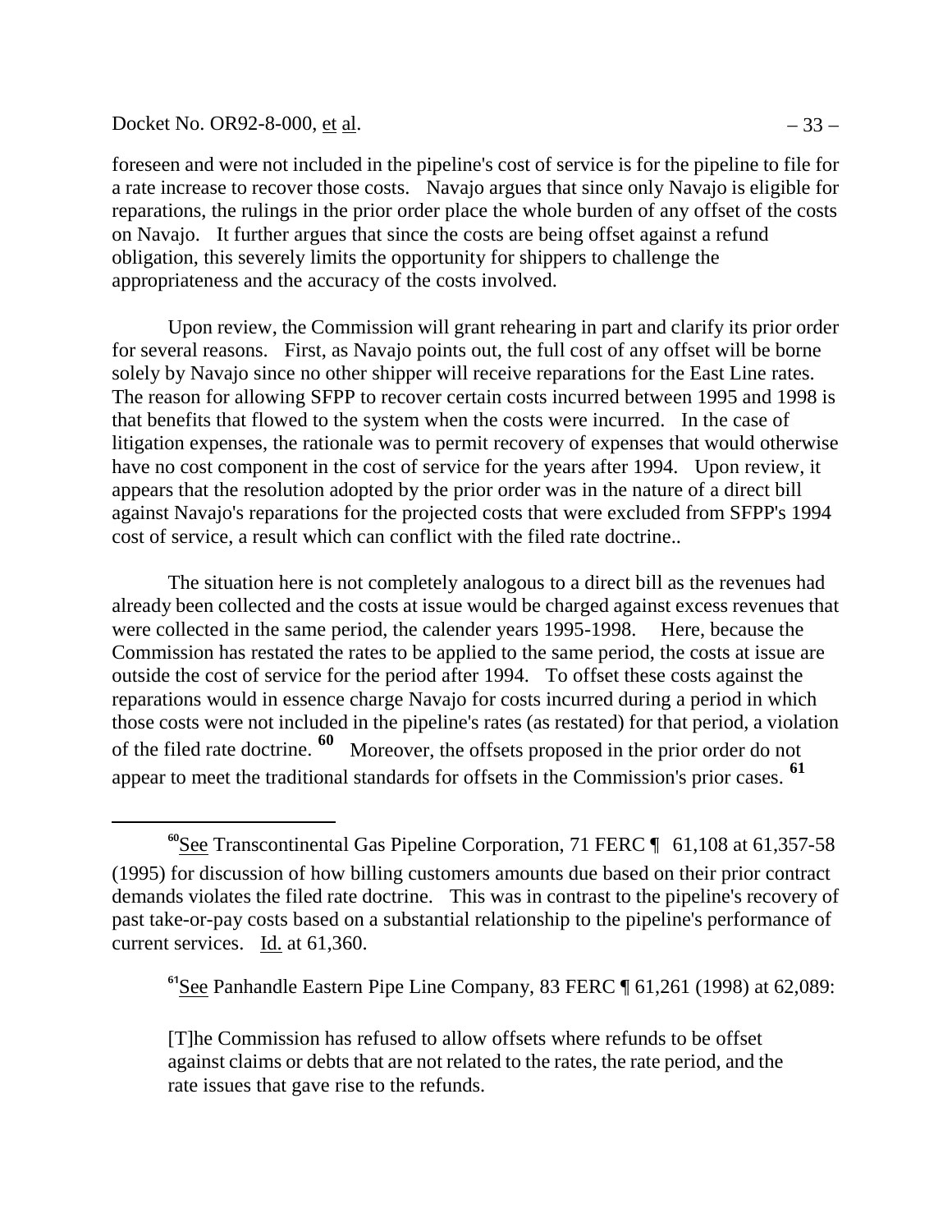foreseen and were not included in the pipeline's cost of service is for the pipeline to file for a rate increase to recover those costs. Navajo argues that since only Navajo is eligible for reparations, the rulings in the prior order place the whole burden of any offset of the costs on Navajo. It further argues that since the costs are being offset against a refund obligation, this severely limits the opportunity for shippers to challenge the appropriateness and the accuracy of the costs involved.

Upon review, the Commission will grant rehearing in part and clarify its prior order for several reasons. First, as Navajo points out, the full cost of any offset will be borne solely by Navajo since no other shipper will receive reparations for the East Line rates. The reason for allowing SFPP to recover certain costs incurred between 1995 and 1998 is that benefits that flowed to the system when the costs were incurred. In the case of litigation expenses, the rationale was to permit recovery of expenses that would otherwise have no cost component in the cost of service for the years after 1994. Upon review, it appears that the resolution adopted by the prior order was in the nature of a direct bill against Navajo's reparations for the projected costs that were excluded from SFPP's 1994 cost of service, a result which can conflict with the filed rate doctrine..

The situation here is not completely analogous to a direct bill as the revenues had already been collected and the costs at issue would be charged against excess revenues that were collected in the same period, the calender years 1995-1998. Here, because the Commission has restated the rates to be applied to the same period, the costs at issue are outside the cost of service for the period after 1994. To offset these costs against the reparations would in essence charge Navajo for costs incurred during a period in which those costs were not included in the pipeline's rates (as restated) for that period, a violation of the filed rate doctrine. [60] Moreover, the offsets proposed in the prior order do not appear to meet the traditional standards for offsets in the Commission's prior cases. [61]

---

[60] See Transcontinental Gas Pipeline Corporation, 71 FERC ¶ 61,108 at 61,357-58 (1995) for discussion of how billing customers amounts due based on their prior contract demands violates the filed rate doctrine. This was in contrast to the pipeline's recovery of past take-or-pay costs based on a substantial relationship to the pipeline's performance of current services. Id. at 61,360.

[61] See Panhandle Eastern Pipe Line Company, 83 FERC ¶ 61,261 (1998) at 62,089:

> [T]he Commission has refused to allow offsets where refunds to be offset against claims or debts that are not related to the rates, the rate period, and the rate issues that gave rise to the refunds.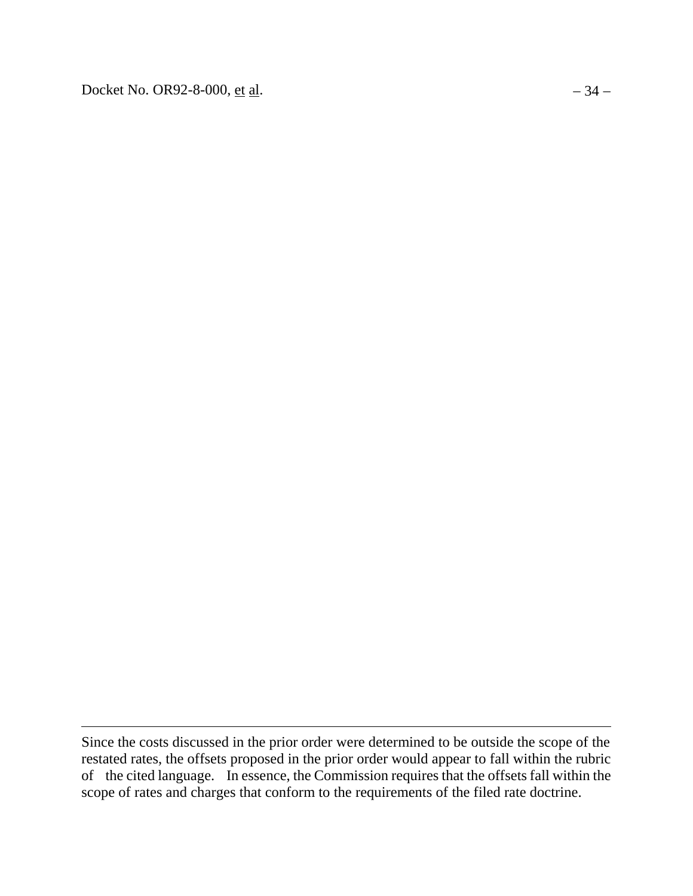Since the costs discussed in the prior order were determined to be outside the scope of the restated rates, the offsets proposed in the prior order would appear to fall within the rubric of the cited language. In essence, the Commission requires that the offsets fall within the scope of rates and charges that conform to the requirements of the filed rate doctrine.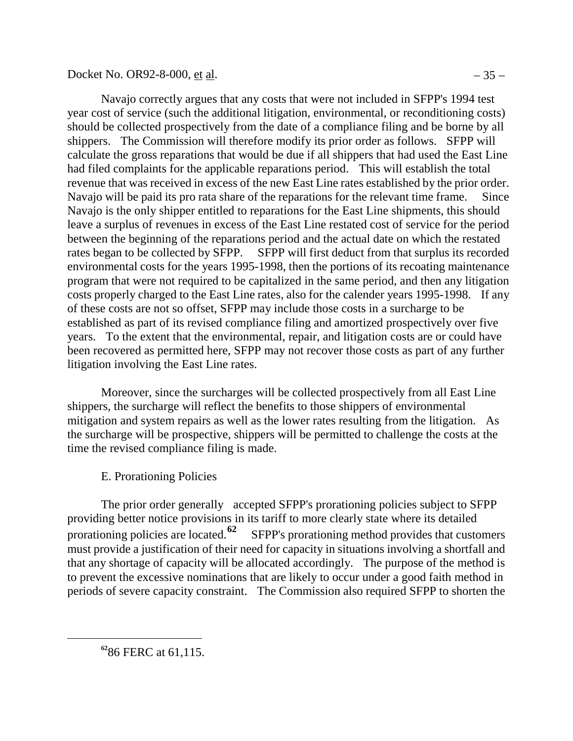Navajo correctly argues that any costs that were not included in SFPP's 1994 test year cost of service (such the additional litigation, environmental, or reconditioning costs) should be collected prospectively from the date of a compliance filing and be borne by all shippers. The Commission will therefore modify its prior order as follows. SFPP will calculate the gross reparations that would be due if all shippers that had used the East Line had filed complaints for the applicable reparations period. This will establish the total revenue that was received in excess of the new East Line rates established by the prior order. Navajo will be paid its pro rata share of the reparations for the relevant time frame. Since Navajo is the only shipper entitled to reparations for the East Line shipments, this should leave a surplus of revenues in excess of the East Line restated cost of service for the period between the beginning of the reparations period and the actual date on which the restated rates began to be collected by SFPP. SFPP will first deduct from that surplus its recorded environmental costs for the years 1995-1998, then the portions of its recoating maintenance program that were not required to be capitalized in the same period, and then any litigation costs properly charged to the East Line rates, also for the calender years 1995-1998. If any of these costs are not so offset, SFPP may include those costs in a surcharge to be established as part of its revised compliance filing and amortized prospectively over five years. To the extent that the environmental, repair, and litigation costs are or could have been recovered as permitted here, SFPP may not recover those costs as part of any further litigation involving the East Line rates.

Moreover, since the surcharges will be collected prospectively from all East Line shippers, the surcharge will reflect the benefits to those shippers of environmental mitigation and system repairs as well as the lower rates resulting from the litigation. As the surcharge will be prospective, shippers will be permitted to challenge the costs at the time the revised compliance filing is made.

E. Prorationing Policies

The prior order generally accepted SFPP's prorationing policies subject to SFPP providing better notice provisions in its tariff to more clearly state where its detailed prorationing policies are located.[62] SFPP's prorationing method provides that customers must provide a justification of their need for capacity in situations involving a shortfall and that any shortage of capacity will be allocated accordingly. The purpose of the method is to prevent the excessive nominations that are likely to occur under a good faith method in periods of severe capacity constraint. The Commission also required SFPP to shorten the

[62] 86 FERC at 61,115.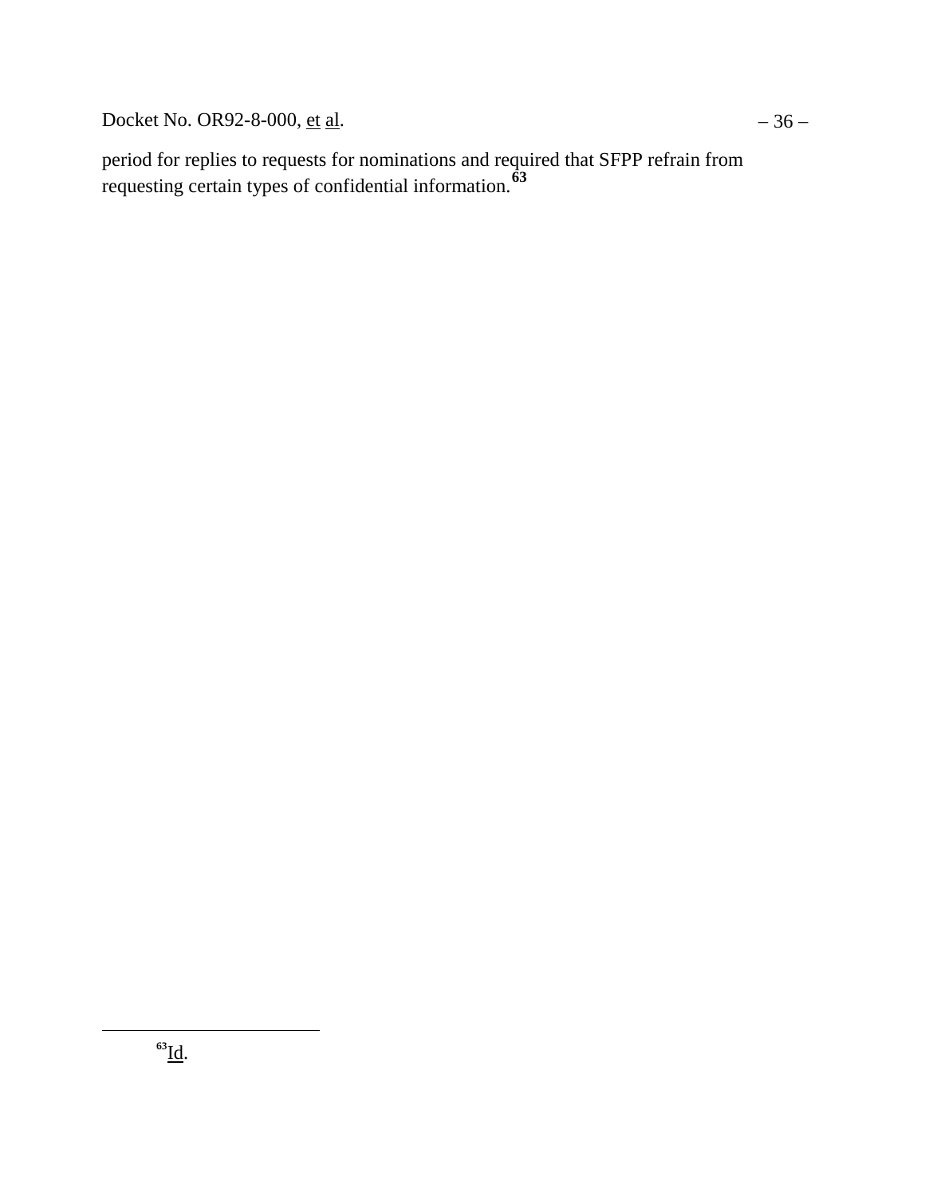period for replies to requests for nominations and required that SFPP refrain from requesting certain types of confidential information.[63]

---

[63] Id.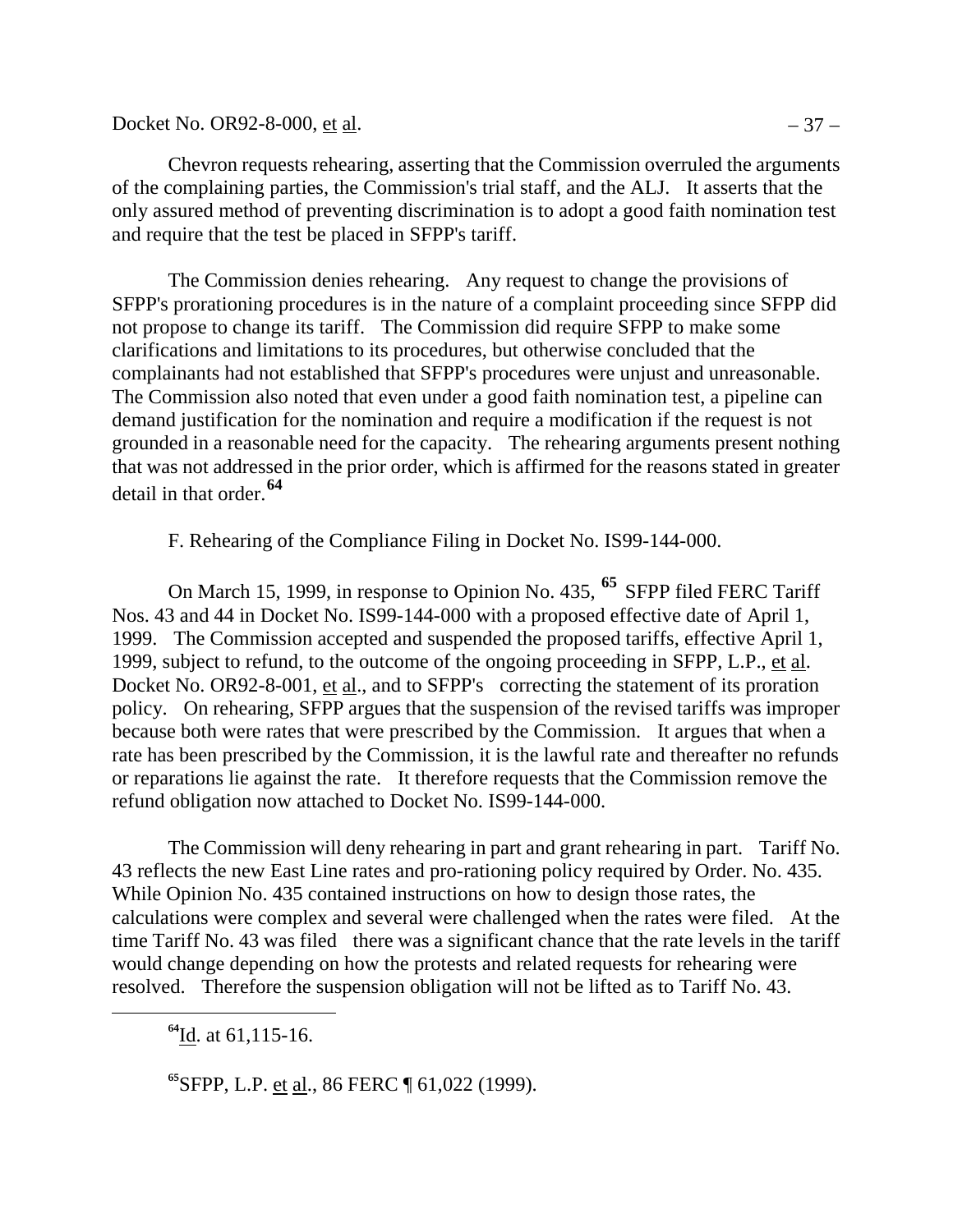Chevron requests rehearing, asserting that the Commission overruled the arguments of the complaining parties, the Commission's trial staff, and the ALJ. It asserts that the only assured method of preventing discrimination is to adopt a good faith nomination test and require that the test be placed in SFPP's tariff.

The Commission denies rehearing. Any request to change the provisions of SFPP's prorationing procedures is in the nature of a complaint proceeding since SFPP did not propose to change its tariff. The Commission did require SFPP to make some clarifications and limitations to its procedures, but otherwise concluded that the complainants had not established that SFPP's procedures were unjust and unreasonable. The Commission also noted that even under a good faith nomination test, a pipeline can demand justification for the nomination and require a modification if the request is not grounded in a reasonable need for the capacity. The rehearing arguments present nothing that was not addressed in the prior order, which is affirmed for the reasons stated in greater detail in that order.[64]

F. Rehearing of the Compliance Filing in Docket No. IS99-144-000.

On March 15, 1999, in response to Opinion No. 435, [65] SFPP filed FERC Tariff Nos. 43 and 44 in Docket No. IS99-144-000 with a proposed effective date of April 1, 1999. The Commission accepted and suspended the proposed tariffs, effective April 1, 1999, subject to refund, to the outcome of the ongoing proceeding in SFPP, L.P., et al. Docket No. OR92-8-001, et al., and to SFPP's correcting the statement of its proration policy. On rehearing, SFPP argues that the suspension of the revised tariffs was improper because both were rates that were prescribed by the Commission. It argues that when a rate has been prescribed by the Commission, it is the lawful rate and thereafter no refunds or reparations lie against the rate. It therefore requests that the Commission remove the refund obligation now attached to Docket No. IS99-144-000.

The Commission will deny rehearing in part and grant rehearing in part. Tariff No. 43 reflects the new East Line rates and pro-rationing policy required by Order. No. 435. While Opinion No. 435 contained instructions on how to design those rates, the calculations were complex and several were challenged when the rates were filed. At the time Tariff No. 43 was filed there was a significant chance that the rate levels in the tariff would change depending on how the protests and related requests for rehearing were resolved. Therefore the suspension obligation will not be lifted as to Tariff No. 43.

---

[64] Id. at 61,115-16.

[65] SFPP, L.P. et al., 86 FERC ¶ 61,022 (1999).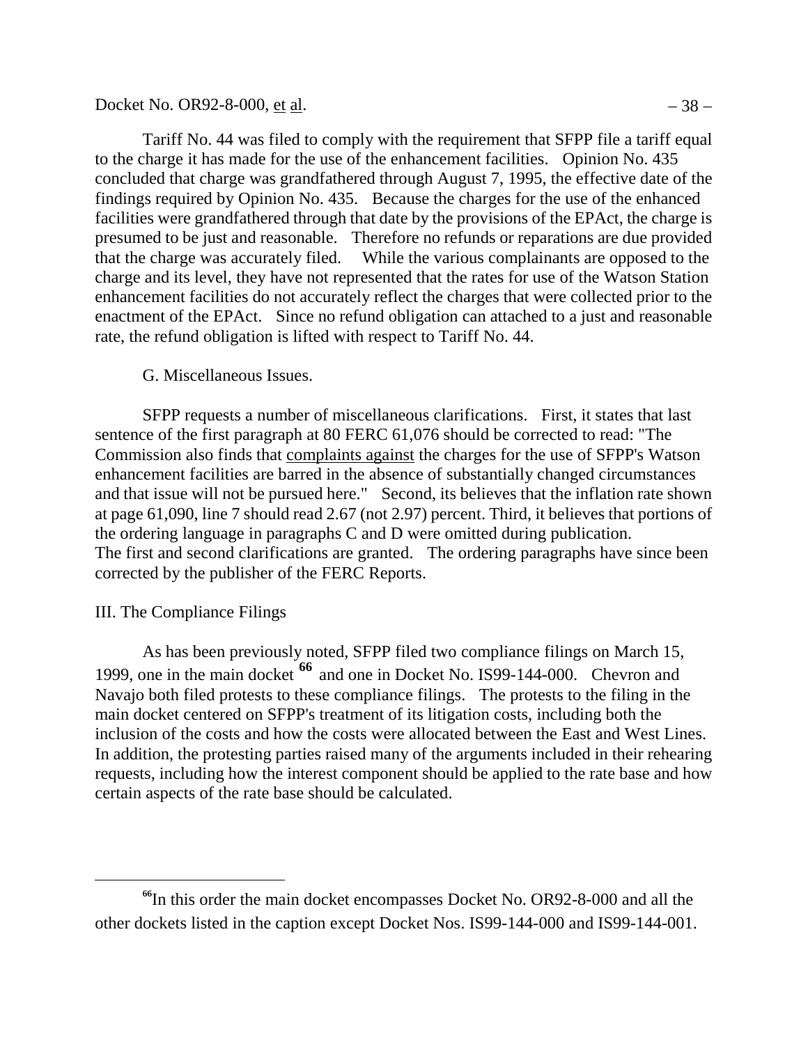Tariff No. 44 was filed to comply with the requirement that SFPP file a tariff equal to the charge it has made for the use of the enhancement facilities. Opinion No. 435 concluded that charge was grandfathered through August 7, 1995, the effective date of the findings required by Opinion No. 435. Because the charges for the use of the enhanced facilities were grandfathered through that date by the provisions of the EPAct, the charge is presumed to be just and reasonable. Therefore no refunds or reparations are due provided that the charge was accurately filed. While the various complainants are opposed to the charge and its level, they have not represented that the rates for use of the Watson Station enhancement facilities do not accurately reflect the charges that were collected prior to the enactment of the EPAct. Since no refund obligation can attached to a just and reasonable rate, the refund obligation is lifted with respect to Tariff No. 44.

### G. Miscellaneous Issues.

SFPP requests a number of miscellaneous clarifications. First, it states that last sentence of the first paragraph at 80 FERC 61,076 should be corrected to read: "The Commission also finds that complaints against the charges for the use of SFPP's Watson enhancement facilities are barred in the absence of substantially changed circumstances and that issue will not be pursued here." Second, its believes that the inflation rate shown at page 61,090, line 7 should read 2.67 (not 2.97) percent. Third, it believes that portions of the ordering language in paragraphs C and D were omitted during publication. The first and second clarifications are granted. The ordering paragraphs have since been corrected by the publisher of the FERC Reports.

## III. The Compliance Filings

As has been previously noted, SFPP filed two compliance filings on March 15, 1999, one in the main docket [66] and one in Docket No. IS99-144-000. Chevron and Navajo both filed protests to these compliance filings. The protests to the filing in the main docket centered on SFPP's treatment of its litigation costs, including both the inclusion of the costs and how the costs were allocated between the East and West Lines. In addition, the protesting parties raised many of the arguments included in their rehearing requests, including how the interest component should be applied to the rate base and how certain aspects of the rate base should be calculated.

---

[66] In this order the main docket encompasses Docket No. OR92-8-000 and all the other dockets listed in the caption except Docket Nos. IS99-144-000 and IS99-144-001.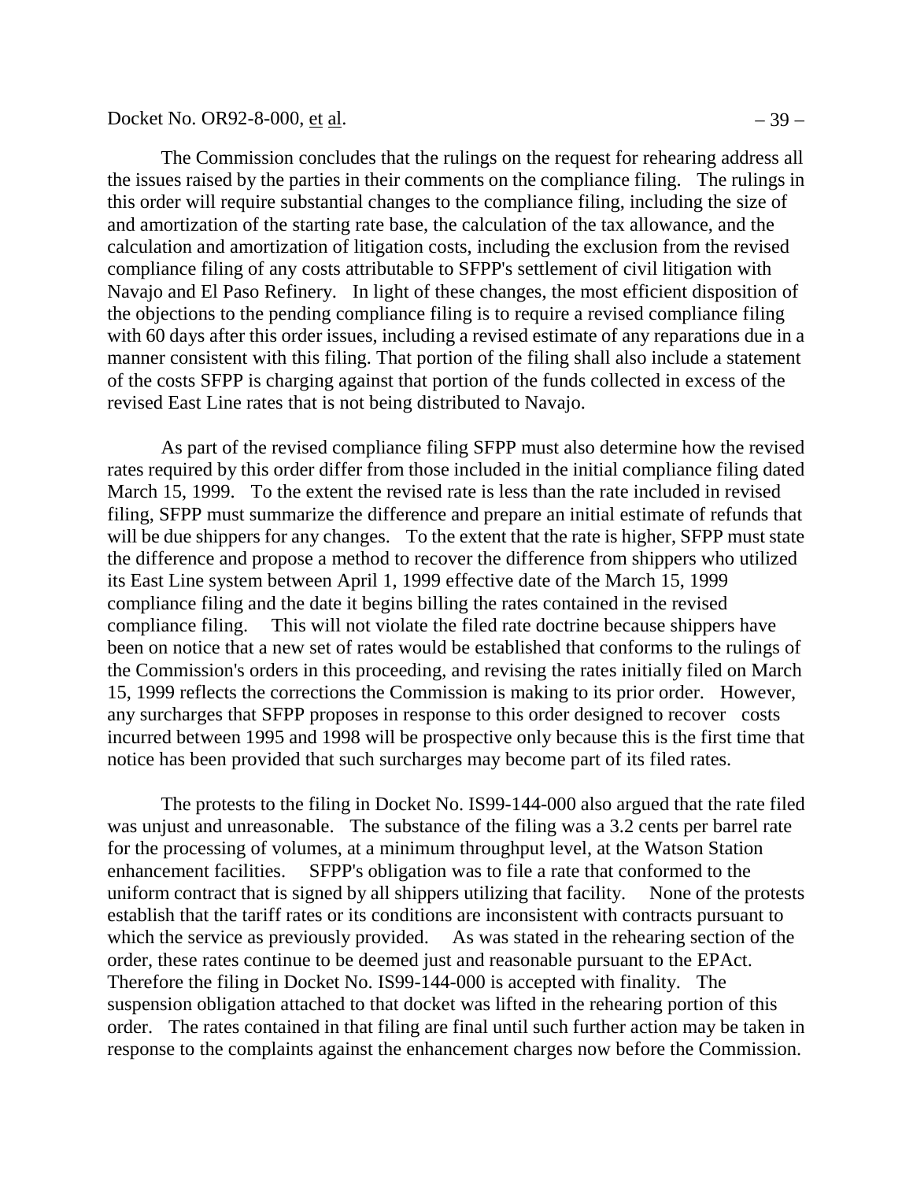The Commission concludes that the rulings on the request for rehearing address all the issues raised by the parties in their comments on the compliance filing. The rulings in this order will require substantial changes to the compliance filing, including the size of and amortization of the starting rate base, the calculation of the tax allowance, and the calculation and amortization of litigation costs, including the exclusion from the revised compliance filing of any costs attributable to SFPP's settlement of civil litigation with Navajo and El Paso Refinery. In light of these changes, the most efficient disposition of the objections to the pending compliance filing is to require a revised compliance filing with 60 days after this order issues, including a revised estimate of any reparations due in a manner consistent with this filing. That portion of the filing shall also include a statement of the costs SFPP is charging against that portion of the funds collected in excess of the revised East Line rates that is not being distributed to Navajo.

As part of the revised compliance filing SFPP must also determine how the revised rates required by this order differ from those included in the initial compliance filing dated March 15, 1999. To the extent the revised rate is less than the rate included in revised filing, SFPP must summarize the difference and prepare an initial estimate of refunds that will be due shippers for any changes. To the extent that the rate is higher, SFPP must state the difference and propose a method to recover the difference from shippers who utilized its East Line system between April 1, 1999 effective date of the March 15, 1999 compliance filing and the date it begins billing the rates contained in the revised compliance filing. This will not violate the filed rate doctrine because shippers have been on notice that a new set of rates would be established that conforms to the rulings of the Commission's orders in this proceeding, and revising the rates initially filed on March 15, 1999 reflects the corrections the Commission is making to its prior order. However, any surcharges that SFPP proposes in response to this order designed to recover costs incurred between 1995 and 1998 will be prospective only because this is the first time that notice has been provided that such surcharges may become part of its filed rates.

The protests to the filing in Docket No. IS99-144-000 also argued that the rate filed was unjust and unreasonable. The substance of the filing was a 3.2 cents per barrel rate for the processing of volumes, at a minimum throughput level, at the Watson Station enhancement facilities. SFPP's obligation was to file a rate that conformed to the uniform contract that is signed by all shippers utilizing that facility. None of the protests establish that the tariff rates or its conditions are inconsistent with contracts pursuant to which the service as previously provided. As was stated in the rehearing section of the order, these rates continue to be deemed just and reasonable pursuant to the EPAct. Therefore the filing in Docket No. IS99-144-000 is accepted with finality. The suspension obligation attached to that docket was lifted in the rehearing portion of this order. The rates contained in that filing are final until such further action may be taken in response to the complaints against the enhancement charges now before the Commission.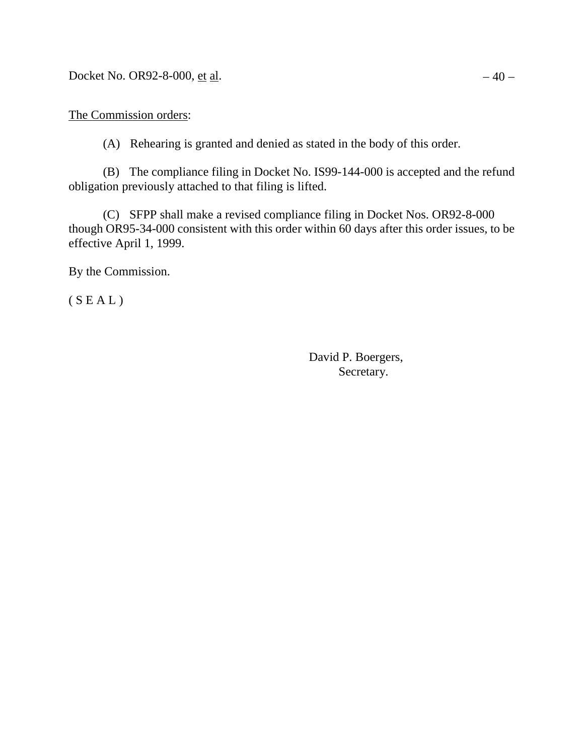The Commission orders:

(A) Rehearing is granted and denied as stated in the body of this order.

(B) The compliance filing in Docket No. IS99-144-000 is accepted and the refund obligation previously attached to that filing is lifted.

(C) SFPP shall make a revised compliance filing in Docket Nos. OR92-8-000 though OR95-34-000 consistent with this order within 60 days after this order issues, to be effective April 1, 1999.

By the Commission.

( S E A L )

David P. Boergers,
Secretary.